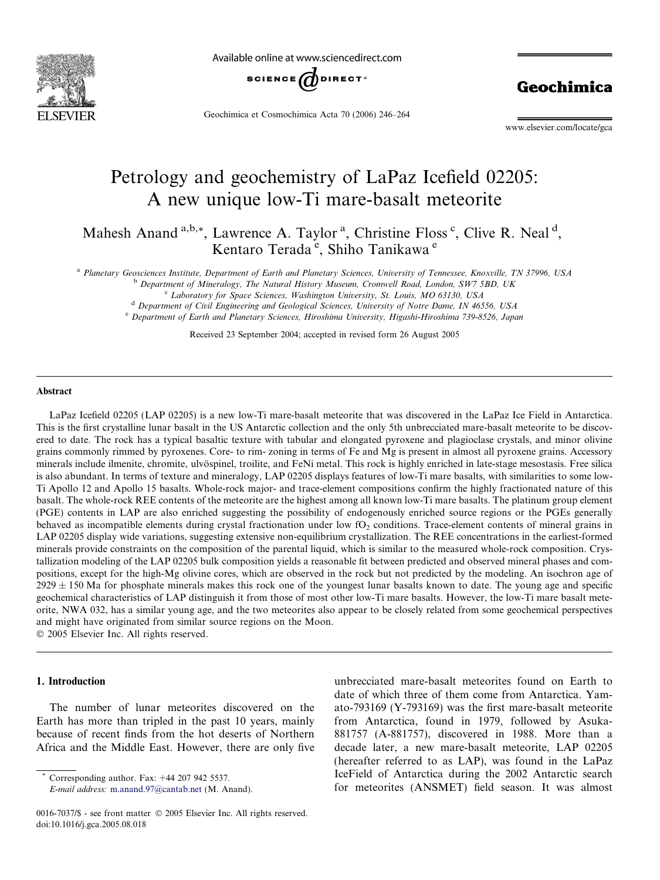# Petrology and geochemistry of LaPaz Icefield 02205: A new unique low-Ti mare-basalt meteorite

Mahesh Anand [a,b,*], Lawrence A. Taylor [a], Christine Floss [c], Clive R. Neal [d], Kentaro Terada [e], Shiho Tanikawa [e]

[a] Planetary Geosciences Institute, Department of Earth and Planetary Sciences, University of Tennessee, Knoxville, TN 37996, USA

[b] Department of Mineralogy, The Natural History Museum, Cromwell Road, London, SW7 5BD, UK

[c] Laboratory for Space Sciences, Washington University, St. Louis, MO 63130, USA

[d] Department of Civil Engineering and Geological Sciences, University of Notre Dame, IN 46556, USA

[e] Department of Earth and Planetary Sciences, Hiroshima University, Higashi-Hiroshima 739-8526, Japan

Received 23 September 2004; accepted in revised form 26 August 2005

## Abstract

LaPaz Icefield 02205 (LAP 02205) is a new low-Ti mare-basalt meteorite that was discovered in the LaPaz Ice Field in Antarctica. This is the first crystalline lunar basalt in the US Antarctic collection and the only 5th unbrecciated mare-basalt meteorite to be discovered to date. The rock has a typical basaltic texture with tabular and elongated pyroxene and plagioclase crystals, and minor olivine grains commonly rimmed by pyroxenes. Core- to rim- zoning in terms of Fe and Mg is present in almost all pyroxene grains. Accessory minerals include ilmenite, chromite, ulvöspinel, troilite, and FeNi metal. This rock is highly enriched in late-stage mesostasis. Free silica is also abundant. In terms of texture and mineralogy, LAP 02205 displays features of low-Ti mare basalts, with similarities to some low-Ti Apollo 12 and Apollo 15 basalts. Whole-rock major- and trace-element compositions confirm the highly fractionated nature of this basalt. The whole-rock REE contents of the meteorite are the highest among all known low-Ti mare basalts. The platinum group element (PGE) contents in LAP are also enriched suggesting the possibility of endogenously enriched source regions or the PGEs generally behaved as incompatible elements during crystal fractionation under low $fO_2$ conditions. Trace-element contents of mineral grains in LAP 02205 display wide variations, suggesting extensive non-equilibrium crystallization. The REE concentrations in the earliest-formed minerals provide constraints on the composition of the parental liquid, which is similar to the measured whole-rock composition. Crystallization modeling of the LAP 02205 bulk composition yields a reasonable fit between predicted and observed mineral phases and compositions, except for the high-Mg olivine cores, which are observed in the rock but not predicted by the modeling. An isochron age of $2929 \pm 150$ Ma for phosphate minerals makes this rock one of the youngest lunar basalts known to date. The young age and specific geochemical characteristics of LAP distinguish it from those of most other low-Ti mare basalts. However, the low-Ti mare basalt meteorite, NWA 032, has a similar young age, and the two meteorites also appear to be closely related from some geochemical perspectives and might have originated from similar source regions on the Moon.

© 2005 Elsevier Inc. All rights reserved.

## 1. Introduction

The number of lunar meteorites discovered on the Earth has more than tripled in the past 10 years, mainly because of recent finds from the hot deserts of Northern Africa and the Middle East. However, there are only five unbrecciated mare-basalt meteorites found on Earth to date of which three of them come from Antarctica. Yamato-793169 (Y-793169) was the first mare-basalt meteorite from Antarctica, found in 1979, followed by Asuka-881757 (A-881757), discovered in 1988. More than a decade later, a new mare-basalt meteorite, LAP 02205 (hereafter referred to as LAP), was found in the LaPaz IceField of Antarctica during the 2002 Antarctic search for meteorites (ANSMET) field season. It was almost

* Corresponding author. Fax: +44 207 942 5537. E-mail address: m.anand.97@cantab.net (M. Anand).

0016-7037/$ - see front matter © 2005 Elsevier Inc. All rights reserved.
doi:10.1016/j.gca.2005.08.018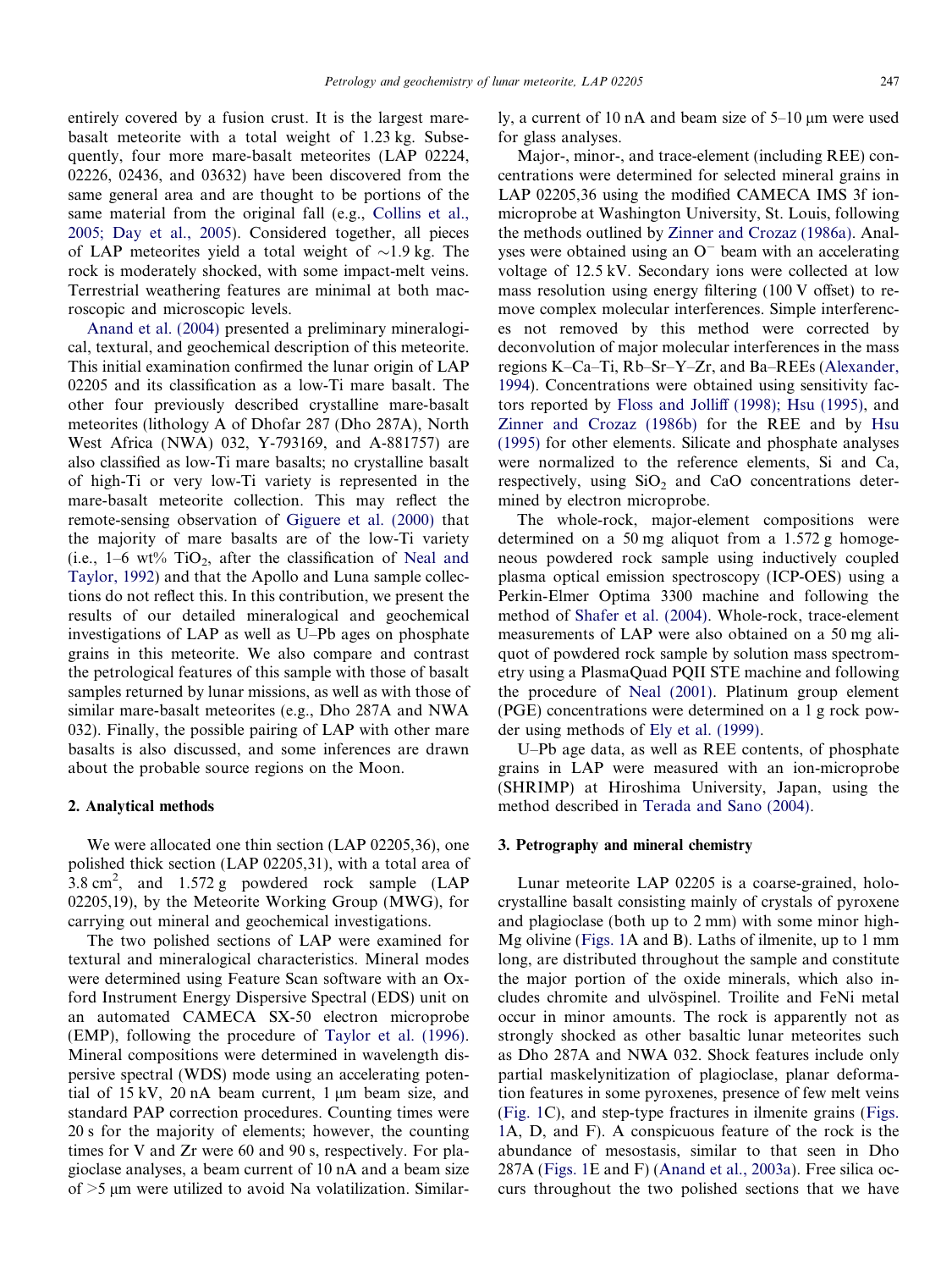entirely covered by a fusion crust. It is the largest mare-basalt meteorite with a total weight of 1.23 kg. Subsequently, four more mare-basalt meteorites (LAP 02224, 02226, 02436, and 03632) have been discovered from the same general area and are thought to be portions of the same material from the original fall (e.g., Collins et al., 2005; Day et al., 2005). Considered together, all pieces of LAP meteorites yield a total weight of ~1.9 kg. The rock is moderately shocked, with some impact-melt veins. Terrestrial weathering features are minimal at both macroscopic and microscopic levels.

Anand et al. (2004) presented a preliminary mineralogical, textural, and geochemical description of this meteorite. This initial examination confirmed the lunar origin of LAP 02205 and its classification as a low-Ti mare basalt. The other four previously described crystalline mare-basalt meteorites (lithology A of Dhofar 287 (Dho 287A), North West Africa (NWA) 032, Y-793169, and A-881757) are also classified as low-Ti mare basalts; no crystalline basalt of high-Ti or very low-Ti variety is represented in the mare-basalt meteorite collection. This may reflect the remote-sensing observation of Giguere et al. (2000) that the majority of mare basalts are of the low-Ti variety (i.e., 1–6 wt% $TiO_2$, after the classification of Neal and Taylor, 1992) and that the Apollo and Luna sample collections do not reflect this. In this contribution, we present the results of our detailed mineralogical and geochemical investigations of LAP as well as U–Pb ages on phosphate grains in this meteorite. We also compare and contrast the petrological features of this sample with those of basalt samples returned by lunar missions, as well as with those of similar mare-basalt meteorites (e.g., Dho 287A and NWA 032). Finally, the possible pairing of LAP with other mare basalts is also discussed, and some inferences are drawn about the probable source regions on the Moon.

## 2. Analytical methods

We were allocated one thin section (LAP 02205,36), one polished thick section (LAP 02205,31), with a total area of 3.8 $cm^2$, and 1.572 g powdered rock sample (LAP 02205,19), by the Meteorite Working Group (MWG), for carrying out mineral and geochemical investigations.

The two polished sections of LAP were examined for textural and mineralogical characteristics. Mineral modes were determined using Feature Scan software with an Oxford Instrument Energy Dispersive Spectral (EDS) unit on an automated CAMECA SX-50 electron microprobe (EMP), following the procedure of Taylor et al. (1996). Mineral compositions were determined in wavelength dispersive spectral (WDS) mode using an accelerating potential of 15 kV, 20 nA beam current, 1 μm beam size, and standard PAP correction procedures. Counting times were 20 s for the majority of elements; however, the counting times for V and Zr were 60 and 90 s, respectively. For plagioclase analyses, a beam current of 10 nA and a beam size of >5 μm were utilized to avoid Na volatilization. Similarly, a current of 10 nA and beam size of 5–10 μm were used for glass analyses.

Major-, minor-, and trace-element (including REE) concentrations were determined for selected mineral grains in LAP 02205,36 using the modified CAMECA IMS 3f ion-microprobe at Washington University, St. Louis, following the methods outlined by Zinner and Crozaz (1986a). Analyses were obtained using an $O^-$ beam with an accelerating voltage of 12.5 kV. Secondary ions were collected at low mass resolution using energy filtering (100 V offset) to remove complex molecular interferences. Simple interferences not removed by this method were corrected by deconvolution of major molecular interferences in the mass regions K–Ca–Ti, Rb–Sr–Y–Zr, and Ba–REEs (Alexander, 1994). Concentrations were obtained using sensitivity factors reported by Floss and Jolliff (1998); Hsu (1995), and Zinner and Crozaz (1986b) for the REE and by Hsu (1995) for other elements. Silicate and phosphate analyses were normalized to the reference elements, Si and Ca, respectively, using $SiO_2$ and CaO concentrations determined by electron microprobe.

The whole-rock, major-element compositions were determined on a 50 mg aliquot from a 1.572 g homogeneous powdered rock sample using inductively coupled plasma optical emission spectroscopy (ICP-OES) using a Perkin-Elmer Optima 3300 machine and following the method of Shafer et al. (2004). Whole-rock, trace-element measurements of LAP were also obtained on a 50 mg aliquot of powdered rock sample by solution mass spectrometry using a PlasmaQuad PQII STE machine and following the procedure of Neal (2001). Platinum group element (PGE) concentrations were determined on a 1 g rock powder using methods of Ely et al. (1999).

U–Pb age data, as well as REE contents, of phosphate grains in LAP were measured with an ion-microprobe (SHRIMP) at Hiroshima University, Japan, using the method described in Terada and Sano (2004).

## 3. Petrography and mineral chemistry

Lunar meteorite LAP 02205 is a coarse-grained, holocrystalline basalt consisting mainly of crystals of pyroxene and plagioclase (both up to 2 mm) with some minor high-Mg olivine (Figs. 1A and B). Laths of ilmenite, up to 1 mm long, are distributed throughout the sample and constitute the major portion of the oxide minerals, which also includes chromite and ulvöspinel. Troilite and FeNi metal occur in minor amounts. The rock is apparently not as strongly shocked as other basaltic lunar meteorites such as Dho 287A and NWA 032. Shock features include only partial maskelynitization of plagioclase, planar deformation features in some pyroxenes, presence of few melt veins (Fig. 1C), and step-type fractures in ilmenite grains (Figs. 1A, D, and F). A conspicuous feature of the rock is the abundance of mesostasis, similar to that seen in Dho 287A (Figs. 1E and F) (Anand et al., 2003a). Free silica occurs throughout the two polished sections that we have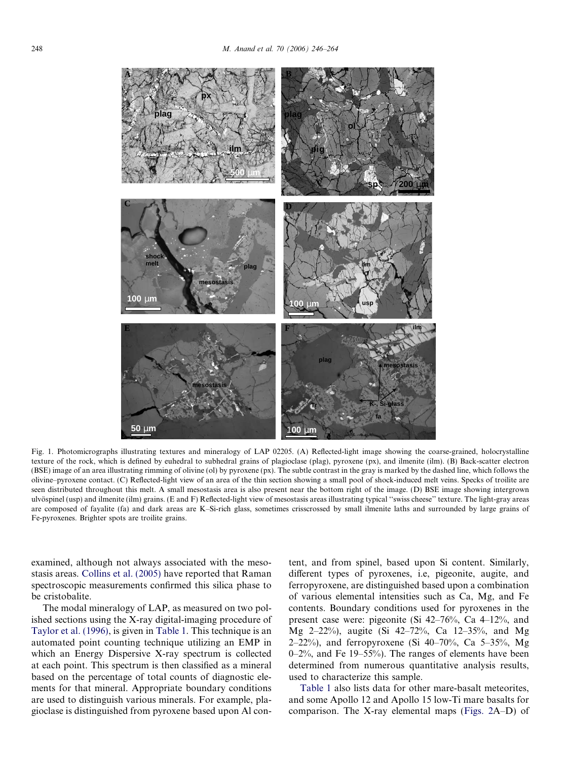Fig. 1. Photomicrographs illustrating textures and mineralogy of LAP 02205. (A) Reflected-light image showing the coarse-grained, holocrystalline texture of the rock, which is defined by euhedral to subhedral grains of plagioclase (plag), pyroxene (px), and ilmenite (ilm). (B) Back-scatter electron (BSE) image of an area illustrating rimming of olivine (ol) by pyroxene (px). The subtle contrast in the gray is marked by the dashed line, which follows the olivine–pyroxene contact. (C) Reflected-light view of an area of the thin section showing a small pool of shock-induced melt veins. Specks of troilite are seen distributed throughout this melt. A small mesostasis area is also present near the bottom right of the image. (D) BSE image showing intergrown ulvöspinel (usp) and ilmenite (ilm) grains. (E and F) Reflected-light view of mesostasis areas illustrating typical "swiss cheese" texture. The light-gray areas are composed of fayalite (fa) and dark areas are K–Si-rich glass, sometimes crisscrossed by small ilmenite laths and surrounded by large grains of Fe-pyroxenes. Brighter spots are troilite grains.

examined, although not always associated with the mesostasis areas. Collins et al. (2005) have reported that Raman spectroscopic measurements confirmed this silica phase to be cristobalite.

The modal mineralogy of LAP, as measured on two polished sections using the X-ray digital-imaging procedure of Taylor et al. (1996), is given in Table 1. This technique is an automated point counting technique utilizing an EMP in which an Energy Dispersive X-ray spectrum is collected at each point. This spectrum is then classified as a mineral based on the percentage of total counts of diagnostic elements for that mineral. Appropriate boundary conditions are used to distinguish various minerals. For example, plagioclase is distinguished from pyroxene based upon Al content, and from spinel, based upon Si content. Similarly, different types of pyroxenes, i.e, pigeonite, augite, and ferropyroxene, are distinguished based upon a combination of various elemental intensities such as Ca, Mg, and Fe contents. Boundary conditions used for pyroxenes in the present case were: pigeonite (Si 42–76%, Ca 4–12%, and Mg 2–22%), augite (Si 42–72%, Ca 12–35%, and Mg 2–22%), and ferropyroxene (Si 40–70%, Ca 5–35%, Mg 0–2%, and Fe 19–55%). The ranges of elements have been determined from numerous quantitative analysis results, used to characterize this sample.

Table 1 also lists data for other mare-basalt meteorites, and some Apollo 12 and Apollo 15 low-Ti mare basalts for comparison. The X-ray elemental maps (Figs. 2A–D) of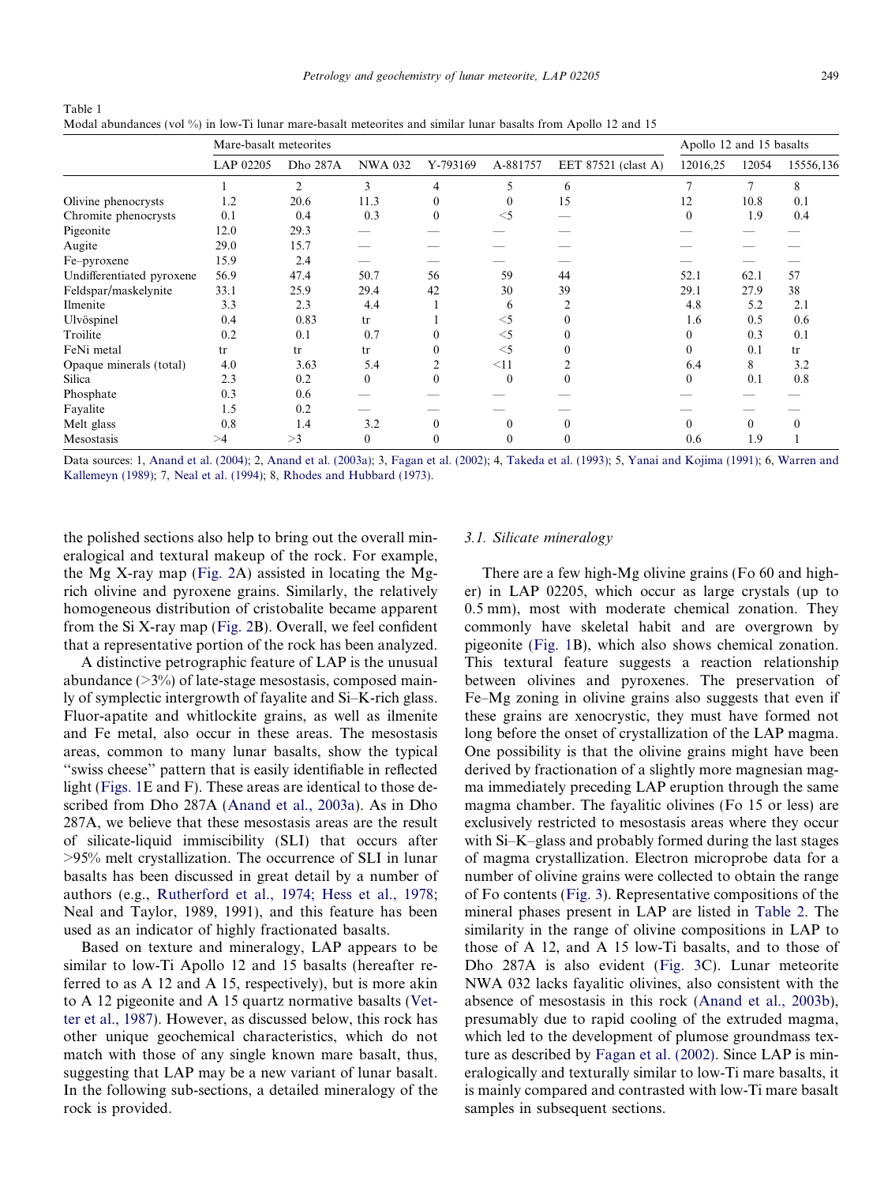Table 1
Modal abundances (vol %) in low-Ti lunar mare-basalt meteorites and similar lunar basalts from Apollo 12 and 15

| | Mare-basalt meteorites | | | | | | Apollo 12 and 15 basalts | | |
|---|---|---|---|---|---|---|---|---|---|
| | LAP 02205 | Dho 287A | NWA 032 | Y-793169 | A-881757 | EET 87521 (clast A) | 12016,25 | 12054 | 15556,136 |
| | 1 | 2 | 3 | 4 | 5 | 6 | 7 | 7 | 8 |
| Olivine phenocrysts | 1.2 | 20.6 | 11.3 | 0 | 0 | 15 | 12 | 10.8 | 0.1 |
| Chromite phenocrysts | 0.1 | 0.4 | 0.3 | 0 | <5 | — | 0 | 1.9 | 0.4 |
| Pigeonite | 12.0 | 29.3 | — | — | — | — | — | — | — |
| Augite | 29.0 | 15.7 | — | — | — | — | — | — | — |
| Fe–pyroxene | 15.9 | 2.4 | — | — | — | — | — | — | — |
| Undifferentiated pyroxene | 56.9 | 47.4 | 50.7 | 56 | 59 | 44 | 52.1 | 62.1 | 57 |
| Feldspar/maskelynite | 33.1 | 25.9 | 29.4 | 42 | 30 | 39 | 29.1 | 27.9 | 38 |
| Ilmenite | 3.3 | 2.3 | 4.4 | 1 | 6 | 2 | 4.8 | 5.2 | 2.1 |
| Ulvöspinel | 0.4 | 0.83 | tr | 1 | <5 | 0 | 1.6 | 0.5 | 0.6 |
| Troilite | 0.2 | 0.1 | 0.7 | 0 | <5 | 0 | 0 | 0.3 | 0.1 |
| FeNi metal | tr | tr | tr | 0 | <5 | 0 | 0 | 0.1 | tr |
| Opaque minerals (total) | 4.0 | 3.63 | 5.4 | 2 | <11 | 2 | 6.4 | 8 | 3.2 |
| Silica | 2.3 | 0.2 | 0 | 0 | 0 | 0 | 0 | 0.1 | 0.8 |
| Phosphate | 0.3 | 0.6 | — | — | — | — | — | — | — |
| Fayalite | 1.5 | 0.2 | — | — | — | — | — | — | — |
| Melt glass | 0.8 | 1.4 | 3.2 | 0 | 0 | 0 | 0 | 0 | 0 |
| Mesostasis | >4 | >3 | 0 | 0 | 0 | 0 | 0.6 | 1.9 | 1 |

Data sources: 1, Anand et al. (2004); 2, Anand et al. (2003a); 3, Fagan et al. (2002); 4, Takeda et al. (1993); 5, Yanai and Kojima (1991); 6, Warren and Kallemeyn (1989); 7, Neal et al. (1994); 8, Rhodes and Hubbard (1973).

the polished sections also help to bring out the overall mineralogical and textural makeup of the rock. For example, the Mg X-ray map (Fig. 2A) assisted in locating the Mg-rich olivine and pyroxene grains. Similarly, the relatively homogeneous distribution of cristobalite became apparent from the Si X-ray map (Fig. 2B). Overall, we feel confident that a representative portion of the rock has been analyzed.

A distinctive petrographic feature of LAP is the unusual abundance (>3%) of late-stage mesostasis, composed mainly of symplectic intergrowth of fayalite and Si–K-rich glass. Fluor-apatite and whitlockite grains, as well as ilmenite and Fe metal, also occur in these areas. The mesostasis areas, common to many lunar basalts, show the typical "swiss cheese" pattern that is easily identifiable in reflected light (Figs. 1E and F). These areas are identical to those described from Dho 287A (Anand et al., 2003a). As in Dho 287A, we believe that these mesostasis areas are the result of silicate-liquid immiscibility (SLI) that occurs after >95% melt crystallization. The occurrence of SLI in lunar basalts has been discussed in great detail by a number of authors (e.g., Rutherford et al., 1974; Hess et al., 1978; Neal and Taylor, 1989, 1991), and this feature has been used as an indicator of highly fractionated basalts.

Based on texture and mineralogy, LAP appears to be similar to low-Ti Apollo 12 and 15 basalts (hereafter referred to as A 12 and A 15, respectively), but is more akin to A 12 pigeonite and A 15 quartz normative basalts (Vetter et al., 1987). However, as discussed below, this rock has other unique geochemical characteristics, which do not match with those of any single known mare basalt, thus, suggesting that LAP may be a new variant of lunar basalt. In the following sub-sections, a detailed mineralogy of the rock is provided.

### 3.1. Silicate mineralogy

There are a few high-Mg olivine grains (Fo 60 and higher) in LAP 02205, which occur as large crystals (up to 0.5 mm), most with moderate chemical zonation. They commonly have skeletal habit and are overgrown by pigeonite (Fig. 1B), which also shows chemical zonation. This textural feature suggests a reaction relationship between olivines and pyroxenes. The preservation of Fe–Mg zoning in olivine grains also suggests that even if these grains are xenocrystic, they must have formed not long before the onset of crystallization of the LAP magma. One possibility is that the olivine grains might have been derived by fractionation of a slightly more magnesian magma immediately preceding LAP eruption through the same magma chamber. The fayalitic olivines (Fo 15 or less) are exclusively restricted to mesostasis areas where they occur with Si–K–glass and probably formed during the last stages of magma crystallization. Electron microprobe data for a number of olivine grains were collected to obtain the range of Fo contents (Fig. 3). Representative compositions of the mineral phases present in LAP are listed in Table 2. The similarity in the range of olivine compositions in LAP to those of A 12, and A 15 low-Ti basalts, and to those of Dho 287A is also evident (Fig. 3C). Lunar meteorite NWA 032 lacks fayalitic olivines, also consistent with the absence of mesostasis in this rock (Anand et al., 2003b), presumably due to rapid cooling of the extruded magma, which led to the development of plumose groundmass texture as described by Fagan et al. (2002). Since LAP is mineralogically and texturally similar to low-Ti mare basalts, it is mainly compared and contrasted with low-Ti mare basalt samples in subsequent sections.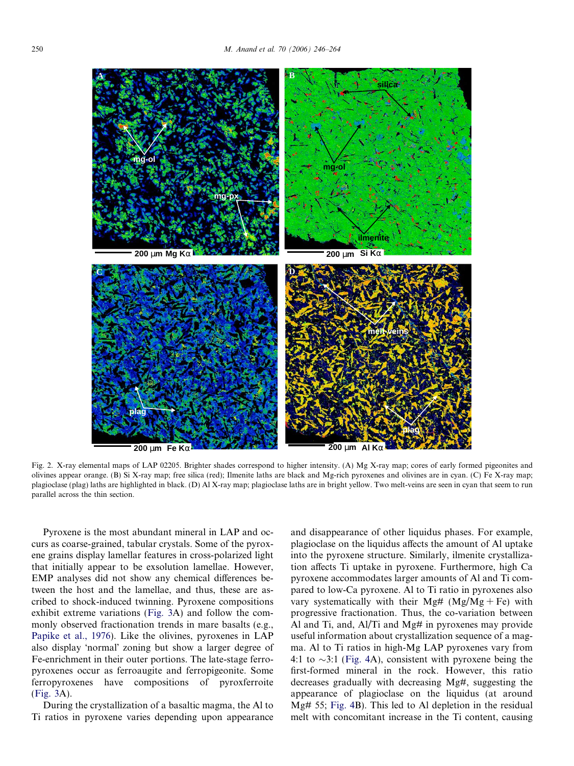Fig. 2. X-ray elemental maps of LAP 02205. Brighter shades correspond to higher intensity. (A) Mg X-ray map; cores of early formed pigeonites and olivines appear orange. (B) Si X-ray map; free silica (red); Ilmenite laths are black and Mg-rich pyroxenes and olivines are in cyan. (C) Fe X-ray map; plagioclase (plag) laths are highlighted in black. (D) Al X-ray map; plagioclase laths are in bright yellow. Two melt-veins are seen in cyan that seem to run parallel across the thin section.

Pyroxene is the most abundant mineral in LAP and occurs as coarse-grained, tabular crystals. Some of the pyroxene grains display lamellar features in cross-polarized light that initially appear to be exsolution lamellae. However, EMP analyses did not show any chemical differences between the host and the lamellae, and thus, these are ascribed to shock-induced twinning. Pyroxene compositions exhibit extreme variations (Fig. 3A) and follow the commonly observed fractionation trends in mare basalts (e.g., Papike et al., 1976). Like the olivines, pyroxenes in LAP also display 'normal' zoning but show a larger degree of Fe-enrichment in their outer portions. The late-stage ferropyroxenes occur as ferroaugite and ferropigeonite. Some ferropyroxenes have compositions of pyroxferroite (Fig. 3A).

During the crystallization of a basaltic magma, the Al to Ti ratios in pyroxene varies depending upon appearance and disappearance of other liquidus phases. For example, plagioclase on the liquidus affects the amount of Al uptake into the pyroxene structure. Similarly, ilmenite crystallization affects Ti uptake in pyroxene. Furthermore, high Ca pyroxene accommodates larger amounts of Al and Ti compared to low-Ca pyroxene. Al to Ti ratio in pyroxenes also vary systematically with their Mg# (Mg/Mg + Fe) with progressive fractionation. Thus, the co-variation between Al and Ti, and, Al/Ti and Mg# in pyroxenes may provide useful information about crystallization sequence of a magma. Al to Ti ratios in high-Mg LAP pyroxenes vary from 4:1 to ~3:1 (Fig. 4A), consistent with pyroxene being the first-formed mineral in the rock. However, this ratio decreases gradually with decreasing Mg#, suggesting the appearance of plagioclase on the liquidus (at around Mg# 55; Fig. 4B). This led to Al depletion in the residual melt with concomitant increase in the Ti content, causing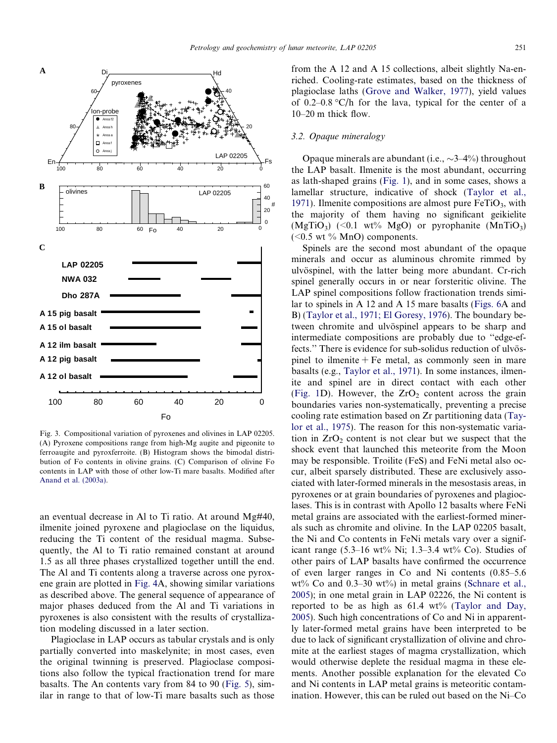Fig. 3. Compositional variation of pyroxenes and olivines in LAP 02205. (A) Pyroxene compositions range from high-Mg augite and pigeonite to ferroaugite and pyroxferroite. (B) Histogram shows the bimodal distribution of Fo contents in olivine grains. (C) Comparison of olivine Fo contents in LAP with those of other low-Ti mare basalts. Modified after Anand et al. (2003a).

an eventual decrease in Al to Ti ratio. At around Mg#40, ilmenite joined pyroxene and plagioclase on the liquidus, reducing the Ti content of the residual magma. Subsequently, the Al to Ti ratio remained constant at around 1.5 as all three phases crystallized together untill the end. The Al and Ti contents along a traverse across one pyroxene grain are plotted in Fig. 4A, showing similar variations as described above. The general sequence of appearance of major phases deduced from the Al and Ti variations in pyroxenes is also consistent with the results of crystallization modeling discussed in a later section.

Plagioclase in LAP occurs as tabular crystals and is only partially converted into maskelynite; in most cases, even the original twinning is preserved. Plagioclase compositions also follow the typical fractionation trend for mare basalts. The An contents vary from 84 to 90 (Fig. 5), similar in range to that of low-Ti mare basalts such as those from the A 12 and A 15 collections, albeit slightly Na-enriched. Cooling-rate estimates, based on the thickness of plagioclase laths (Grove and Walker, 1977), yield values of 0.2–0.8 °C/h for the lava, typical for the center of a 10–20 m thick flow.

### 3.2. Opaque mineralogy

Opaque minerals are abundant (i.e., ~3–4%) throughout the LAP basalt. Ilmenite is the most abundant, occurring as lath-shaped grains (Fig. 1), and in some cases, shows a lamellar structure, indicative of shock (Taylor et al., 1971). Ilmenite compositions are almost pure $FeTiO_3$, with the majority of them having no significant geikielite ($MgTiO_3$) (<0.1 wt% MgO) or pyrophanite ($MnTiO_3$) (<0.5 wt % MnO) components.

Spinels are the second most abundant of the opaque minerals and occur as aluminous chromite rimmed by ulvöspinel, with the latter being more abundant. Cr-rich spinel generally occurs in or near forsteritic olivine. The LAP spinel compositions follow fractionation trends similar to spinels in A 12 and A 15 mare basalts (Figs. 6A and B) (Taylor et al., 1971; El Goresy, 1976). The boundary between chromite and ulvöspinel appears to be sharp and intermediate compositions are probably due to "edge-effects." There is evidence for sub-solidus reduction of ulvöspinel to ilmenite + Fe metal, as commonly seen in mare basalts (e.g., Taylor et al., 1971). In some instances, ilmenite and spinel are in direct contact with each other (Fig. 1D). However, the $ZrO_2$ content across the grain boundaries varies non-systematically, preventing a precise cooling rate estimation based on Zr partitioning data (Taylor et al., 1975). The reason for this non-systematic variation in $ZrO_2$ content is not clear but we suspect that the shock event that launched this meteorite from the Moon may be responsible. Troilite (FeS) and FeNi metal also occur, albeit sparsely distributed. These are exclusively associated with later-formed minerals in the mesostasis areas, in pyroxenes or at grain boundaries of pyroxenes and plagioclases. This is in contrast with Apollo 12 basalts where FeNi metal grains are associated with the earliest-formed minerals such as chromite and olivine. In the LAP 02205 basalt, the Ni and Co contents in FeNi metals vary over a significant range (5.3–16 wt% Ni; 1.3–3.4 wt% Co). Studies of other pairs of LAP basalts have confirmed the occurrence of even larger ranges in Co and Ni contents (0.85–5.6 wt% Co and 0.3–30 wt%) in metal grains (Schnare et al., 2005); in one metal grain in LAP 02226, the Ni content is reported to be as high as 61.4 wt% (Taylor and Day, 2005). Such high concentrations of Co and Ni in apparently later-formed metal grains have been interpreted to be due to lack of significant crystallization of olivine and chromite at the earliest stages of magma crystallization, which would otherwise deplete the residual magma in these elements. Another possible explanation for the elevated Co and Ni contents in LAP metal grains is meteoritic contamination. However, this can be ruled out based on the Ni–Co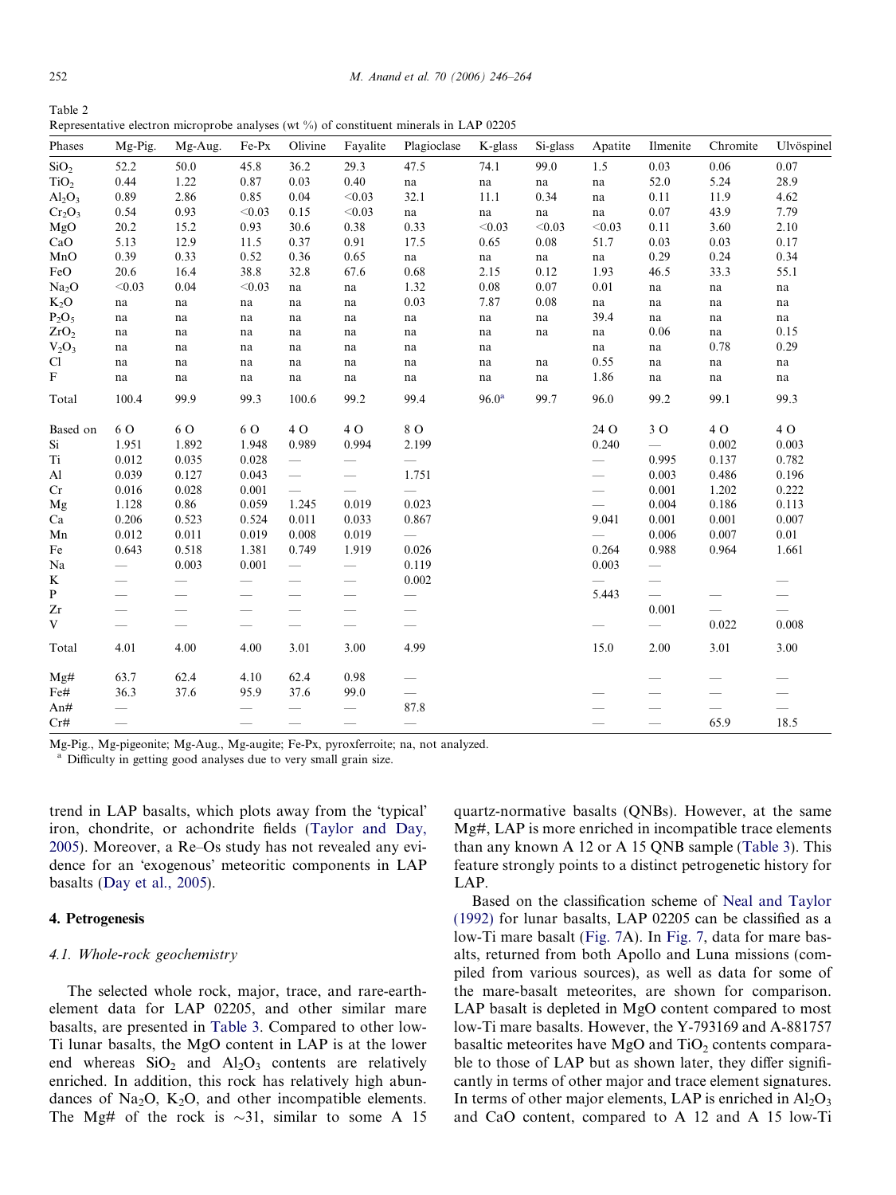Table 2
Representative electron microprobe analyses (wt %) of constituent minerals in LAP 02205

| Phases | Mg-Pig. | Mg-Aug. | Fe-Px | Olivine | Fayalite | Plagioclase | K-glass | Si-glass | Apatite | Ilmenite | Chromite | Ulvöspinel |
|---|---|---|---|---|---|---|---|---|---|---|---|---|
| $SiO_2$ | 52.2 | 50.0 | 45.8 | 36.2 | 29.3 | 47.5 | 74.1 | 99.0 | 1.5 | 0.03 | 0.06 | 0.07 |
| $TiO_2$ | 0.44 | 1.22 | 0.87 | 0.03 | 0.40 | na | na | na | na | 52.0 | 5.24 | 28.9 |
| $Al_2O_3$ | 0.89 | 2.86 | 0.85 | 0.04 | <0.03 | 32.1 | 11.1 | 0.34 | na | 0.11 | 11.9 | 4.62 |
| $Cr_2O_3$ | 0.54 | 0.93 | <0.03 | 0.15 | <0.03 | na | na | na | na | 0.07 | 43.9 | 7.79 |
| MgO | 20.2 | 15.2 | 0.93 | 30.6 | 0.38 | 0.33 | <0.03 | <0.03 | <0.03 | 0.11 | 3.60 | 2.10 |
| CaO | 5.13 | 12.9 | 11.5 | 0.37 | 0.91 | 17.5 | 0.65 | 0.08 | 51.7 | 0.03 | 0.03 | 0.17 |
| MnO | 0.39 | 0.33 | 0.52 | 0.36 | 0.65 | na | na | na | na | 0.29 | 0.24 | 0.34 |
| FeO | 20.6 | 16.4 | 38.8 | 32.8 | 67.6 | 0.68 | 2.15 | 0.12 | 1.93 | 46.5 | 33.3 | 55.1 |
| $Na_2O$ | <0.03 | 0.04 | <0.03 | na | na | 1.32 | 0.08 | 0.07 | 0.01 | na | na | na |
| $K_2O$ | na | na | na | na | na | 0.03 | 7.87 | 0.08 | na | na | na | na |
| $P_2O_5$ | na | na | na | na | na | na | na | na | 39.4 | na | na | na |
| $ZrO_2$ | na | na | na | na | na | na | na | na | na | 0.06 | na | 0.15 |
| $V_2O_3$ | na | na | na | na | na | na | na | | na | na | 0.78 | 0.29 |
| Cl | na | na | na | na | na | na | na | na | 0.55 | na | na | na |
| F | na | na | na | na | na | na | na | na | 1.86 | na | na | na |
| Total | 100.4 | 99.9 | 99.3 | 100.6 | 99.2 | 99.4 | 96.0[a] | 99.7 | 96.0 | 99.2 | 99.1 | 99.3 |
| Based on | 6 O | 6 O | 6 O | 4 O | 4 O | 8 O | | | 24 O | 3 O | 4 O | 4 O |
| Si | 1.951 | 1.892 | 1.948 | 0.989 | 0.994 | 2.199 | | | 0.240 | — | 0.002 | 0.003 |
| Ti | 0.012 | 0.035 | 0.028 | — | — | — | | | — | 0.995 | 0.137 | 0.782 |
| Al | 0.039 | 0.127 | 0.043 | — | — | 1.751 | | | — | 0.003 | 0.486 | 0.196 |
| Cr | 0.016 | 0.028 | 0.001 | — | — | — | | | — | 0.001 | 1.202 | 0.222 |
| Mg | 1.128 | 0.86 | 0.059 | 1.245 | 0.019 | 0.023 | | | — | 0.004 | 0.186 | 0.113 |
| Ca | 0.206 | 0.523 | 0.524 | 0.011 | 0.033 | 0.867 | | | 9.041 | 0.001 | 0.001 | 0.007 |
| Mn | 0.012 | 0.011 | 0.019 | 0.008 | 0.019 | — | | | — | 0.006 | 0.007 | 0.01 |
| Fe | 0.643 | 0.518 | 1.381 | 0.749 | 1.919 | 0.026 | | | 0.264 | 0.988 | 0.964 | 1.661 |
| Na | — | 0.003 | 0.001 | — | — | 0.119 | | | 0.003 | — | | |
| K | — | — | — | — | — | 0.002 | | | — | — | | — |
| P | — | — | — | — | — | — | | | 5.443 | — | — | — |
| Zr | — | — | — | — | — | — | | | | 0.001 | — | — |
| V | — | — | — | — | — | — | | | — | — | 0.022 | 0.008 |
| Total | 4.01 | 4.00 | 4.00 | 3.01 | 3.00 | 4.99 | | | 15.0 | 2.00 | 3.01 | 3.00 |
| Mg# | 63.7 | 62.4 | 4.10 | 62.4 | 0.98 | — | | | — | — | — | — |
| Fe# | 36.3 | 37.6 | 95.9 | 37.6 | 99.0 | — | | | — | — | — | — |
| An# | — | | — | — | — | 87.8 | | | — | — | — | — |
| Cr# | — | | — | — | — | — | | | — | — | 65.9 | 18.5 |

Mg-Pig., Mg-pigeonite; Mg-Aug., Mg-augite; Fe-Px, pyroxferroite; na, not analyzed.
[a] Difficulty in getting good analyses due to very small grain size.

trend in LAP basalts, which plots away from the 'typical' iron, chondrite, or achondrite fields (Taylor and Day, 2005). Moreover, a Re–Os study has not revealed any evidence for an 'exogenous' meteoritic components in LAP basalts (Day et al., 2005).

## 4. Petrogenesis

### 4.1. Whole-rock geochemistry

The selected whole rock, major, trace, and rare-earth-element data for LAP 02205, and other similar mare basalts, are presented in Table 3. Compared to other low-Ti lunar basalts, the MgO content in LAP is at the lower end whereas $SiO_2$ and $Al_2O_3$ contents are relatively enriched. In addition, this rock has relatively high abundances of $Na_2O$, $K_2O$, and other incompatible elements. The Mg# of the rock is ~31, similar to some A 15 quartz-normative basalts (QNBs). However, at the same Mg#, LAP is more enriched in incompatible trace elements than any known A 12 or A 15 QNB sample (Table 3). This feature strongly points to a distinct petrogenetic history for LAP.

Based on the classification scheme of Neal and Taylor (1992) for lunar basalts, LAP 02205 can be classified as a low-Ti mare basalt (Fig. 7A). In Fig. 7, data for mare basalts, returned from both Apollo and Luna missions (compiled from various sources), as well as data for some of the mare-basalt meteorites, are shown for comparison. LAP basalt is depleted in MgO content compared to most low-Ti mare basalts. However, the Y-793169 and A-881757 basaltic meteorites have MgO and $TiO_2$ contents comparable to those of LAP but as shown later, they differ significantly in terms of other major and trace element signatures. In terms of other major elements, LAP is enriched in $Al_2O_3$ and CaO content, compared to A 12 and A 15 low-Ti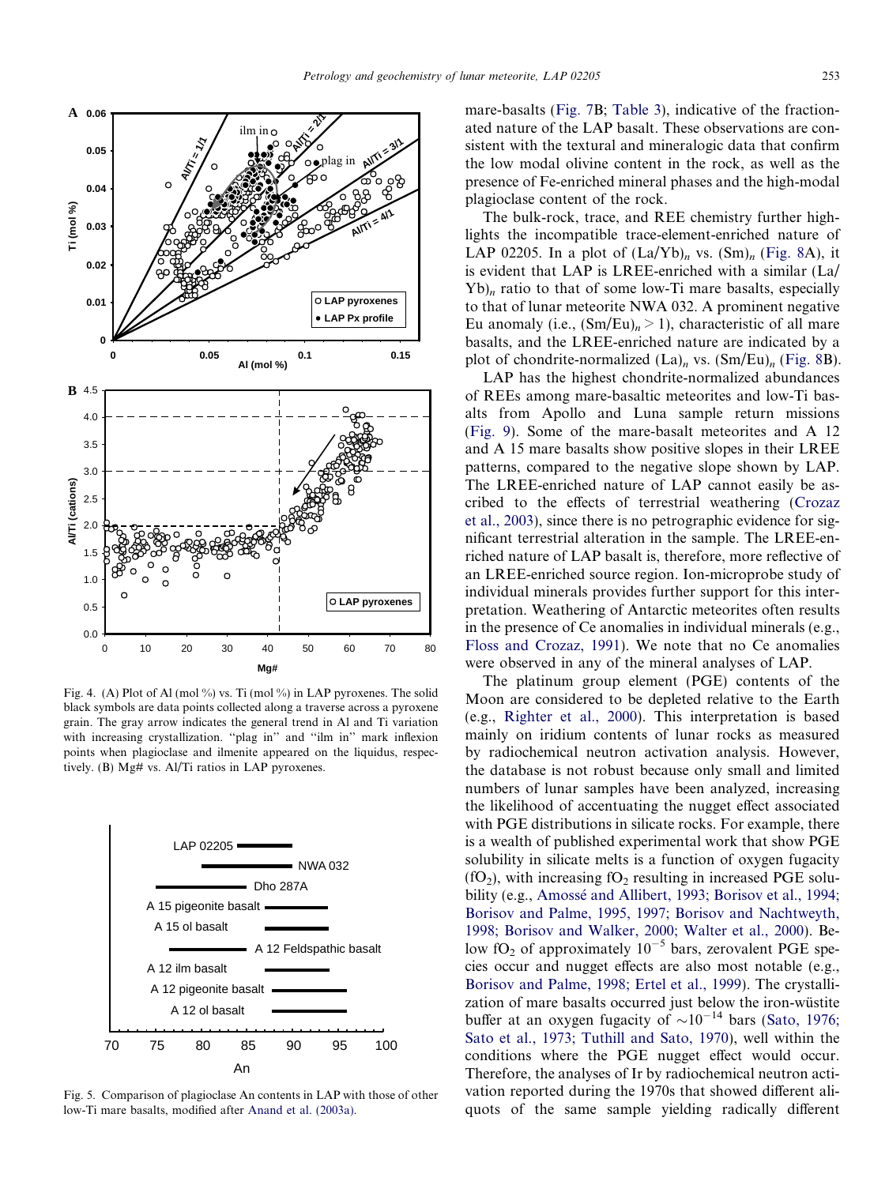Fig. 4. (A) Plot of Al (mol %) vs. Ti (mol %) in LAP pyroxenes. The solid black symbols are data points collected along a traverse across a pyroxene grain. The gray arrow indicates the general trend in Al and Ti variation with increasing crystallization. "plag in" and "ilm in" mark inflexion points when plagioclase and ilmenite appeared on the liquidus, respectively. (B) Mg# vs. Al/Ti ratios in LAP pyroxenes.

Fig. 5. Comparison of plagioclase An contents in LAP with those of other low-Ti mare basalts, modified after Anand et al. (2003a).

mare-basalts (Fig. 7B; Table 3), indicative of the fractionated nature of the LAP basalt. These observations are consistent with the textural and mineralogic data that confirm the low modal olivine content in the rock, as well as the presence of Fe-enriched mineral phases and the high-modal plagioclase content of the rock.

The bulk-rock, trace, and REE chemistry further highlights the incompatible trace-element-enriched nature of LAP 02205. In a plot of $(La/Yb)_n$ vs. $(Sm)_n$ (Fig. 8A), it is evident that LAP is LREE-enriched with a similar $(La/Yb)_n$ ratio to that of some low-Ti mare basalts, especially to that of lunar meteorite NWA 032. A prominent negative Eu anomaly (i.e., $(Sm/Eu)_n > 1$), characteristic of all mare basalts, and the LREE-enriched nature are indicated by a plot of chondrite-normalized $(La)_n$ vs. $(Sm/Eu)_n$ (Fig. 8B).

LAP has the highest chondrite-normalized abundances of REEs among mare-basaltic meteorites and low-Ti basalts from Apollo and Luna sample return missions (Fig. 9). Some of the mare-basalt meteorites and A 12 and A 15 mare basalts show positive slopes in their LREE patterns, compared to the negative slope shown by LAP. The LREE-enriched nature of LAP cannot easily be ascribed to the effects of terrestrial weathering (Crozaz et al., 2003), since there is no petrographic evidence for significant terrestrial alteration in the sample. The LREE-enriched nature of LAP basalt is, therefore, more reflective of an LREE-enriched source region. Ion-microprobe study of individual minerals provides further support for this interpretation. Weathering of Antarctic meteorites often results in the presence of Ce anomalies in individual minerals (e.g., Floss and Crozaz, 1991). We note that no Ce anomalies were observed in any of the mineral analyses of LAP.

The platinum group element (PGE) contents of the Moon are considered to be depleted relative to the Earth (e.g., Righter et al., 2000). This interpretation is based mainly on iridium contents of lunar rocks as measured by radiochemical neutron activation analysis. However, the database is not robust because only small and limited numbers of lunar samples have been analyzed, increasing the likelihood of accentuating the nugget effect associated with PGE distributions in silicate rocks. For example, there is a wealth of published experimental work that show PGE solubility in silicate melts is a function of oxygen fugacity ($fO_2$), with increasing $fO_2$ resulting in increased PGE solubility (e.g., Amossé and Allibert, 1993; Borisov et al., 1994; Borisov and Palme, 1995, 1997; Borisov and Nachtweyth, 1998; Borisov and Walker, 2000; Walter et al., 2000). Below $fO_2$ of approximately $10^{-5}$ bars, zerovalent PGE species occur and nugget effects are also most notable (e.g., Borisov and Palme, 1998; Ertel et al., 1999). The crystallization of mare basalts occurred just below the iron-wüstite buffer at an oxygen fugacity of $\sim 10^{-14}$ bars (Sato, 1976; Sato et al., 1973; Tuthill and Sato, 1970), well within the conditions where the PGE nugget effect would occur. Therefore, the analyses of Ir by radiochemical neutron activation reported during the 1970s that showed different aliquots of the same sample yielding radically different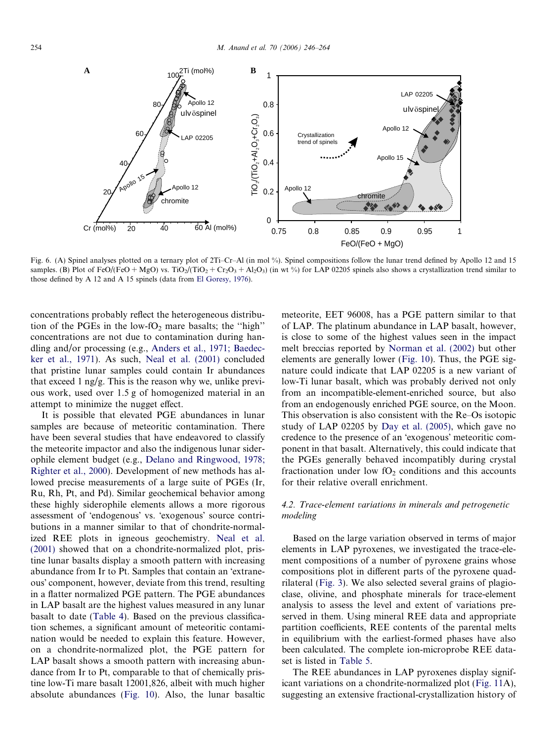Fig. 6. (A) Spinel analyses plotted on a ternary plot of 2Ti–Cr–Al (in mol %). Spinel compositions follow the lunar trend defined by Apollo 12 and 15 samples. (B) Plot of FeO/(FeO + MgO) vs. $TiO_2/(TiO_2 + Cr_2O_3 + Al_2O_3)$ (in wt %) for LAP 02205 spinels also shows a crystallization trend similar to those defined by A 12 and A 15 spinels (data from El Goresy, 1976).

concentrations probably reflect the heterogeneous distribution of the PGEs in the low-$fO_2$ mare basalts; the "high" concentrations are not due to contamination during handling and/or processing (e.g., Anders et al., 1971; Baedecker et al., 1971). As such, Neal et al. (2001) concluded that pristine lunar samples could contain Ir abundances that exceed 1 ng/g. This is the reason why we, unlike previous work, used over 1.5 g of homogenized material in an attempt to minimize the nugget effect.

It is possible that elevated PGE abundances in lunar samples are because of meteoritic contamination. There have been several studies that have endeavored to classify the meteorite impactor and also the indigenous lunar siderophile element budget (e.g., Delano and Ringwood, 1978; Righter et al., 2000). Development of new methods has allowed precise measurements of a large suite of PGEs (Ir, Ru, Rh, Pt, and Pd). Similar geochemical behavior among these highly siderophile elements allows a more rigorous assessment of 'endogenous' vs. 'exogenous' source contributions in a manner similar to that of chondrite-normalized REE plots in igneous geochemistry. Neal et al. (2001) showed that on a chondrite-normalized plot, pristine lunar basalts display a smooth pattern with increasing abundance from Ir to Pt. Samples that contain an 'extraneous' component, however, deviate from this trend, resulting in a flatter normalized PGE pattern. The PGE abundances in LAP basalt are the highest values measured in any lunar basalt to date (Table 4). Based on the previous classification schemes, a significant amount of meteoritic contamination would be needed to explain this feature. However, on a chondrite-normalized plot, the PGE pattern for LAP basalt shows a smooth pattern with increasing abundance from Ir to Pt, comparable to that of chemically pristine low-Ti mare basalt 12001,826, albeit with much higher absolute abundances (Fig. 10). Also, the lunar basaltic meteorite, EET 96008, has a PGE pattern similar to that of LAP. The platinum abundance in LAP basalt, however, is close to some of the highest values seen in the impact melt breccias reported by Norman et al. (2002) but other elements are generally lower (Fig. 10). Thus, the PGE signature could indicate that LAP 02205 is a new variant of low-Ti lunar basalt, which was probably derived not only from an incompatible-element-enriched source, but also from an endogenously enriched PGE source, on the Moon. This observation is also consistent with the Re–Os isotopic study of LAP 02205 by Day et al. (2005), which gave no credence to the presence of an 'exogenous' meteoritic component in that basalt. Alternatively, this could indicate that the PGEs generally behaved incompatibly during crystal fractionation under low $fO_2$ conditions and this accounts for their relative overall enrichment.

### 4.2. Trace-element variations in minerals and petrogenetic modeling

Based on the large variation observed in terms of major elements in LAP pyroxenes, we investigated the trace-element compositions of a number of pyroxene grains whose compositions plot in different parts of the pyroxene quadrilateral (Fig. 3). We also selected several grains of plagioclase, olivine, and phosphate minerals for trace-element analysis to assess the level and extent of variations preserved in them. Using mineral REE data and appropriate partition coefficients, REE contents of the parental melts in equilibrium with the earliest-formed phases have also been calculated. The complete ion-microprobe REE dataset is listed in Table 5.

The REE abundances in LAP pyroxenes display significant variations on a chondrite-normalized plot (Fig. 11A), suggesting an extensive fractional-crystallization history of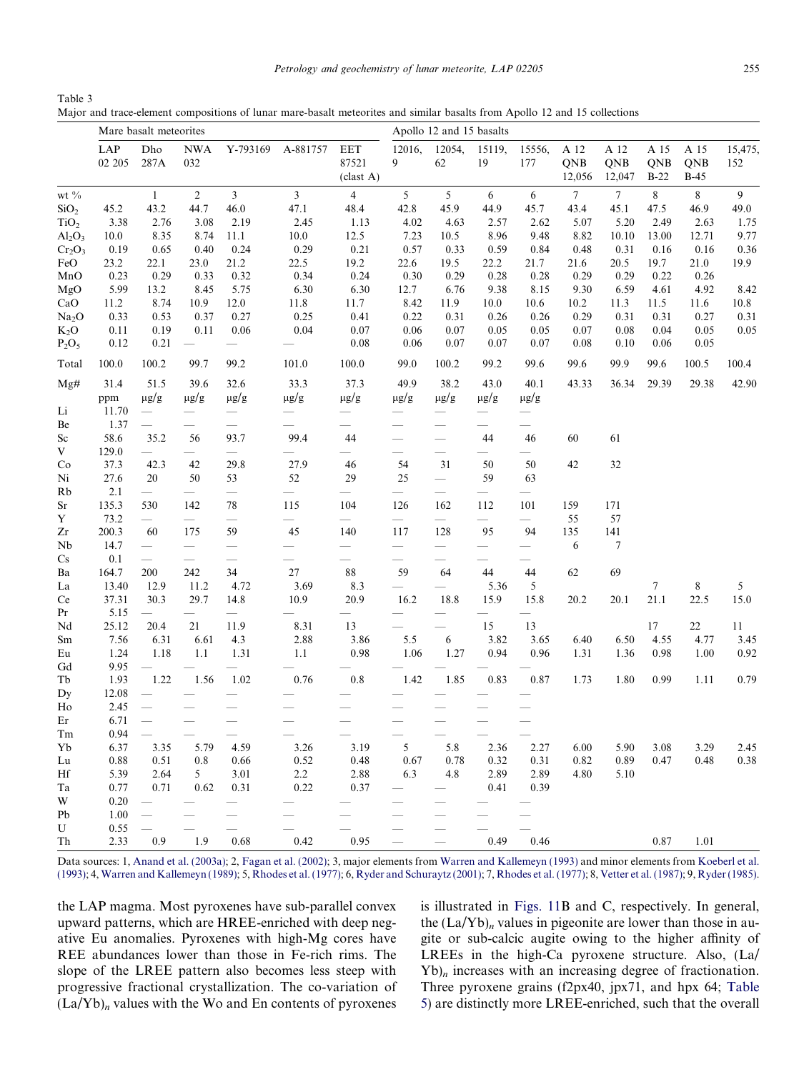Table 3
Major and trace-element compositions of lunar mare-basalt meteorites and similar basalts from Apollo 12 and 15 collections

| | Mare basalt meteorites | | | | | | Apollo 12 and 15 basalts | | | | | | | | |
|---|---|---|---|---|---|---|---|---|---|---|---|---|---|---|---|
| | LAP 02 205 | Dho 287A | NWA 032 | Y-793169 | A-881757 | EET 87521 (clast A) | 12016, 9 | 12054, 62 | 15119, 19 | 15556, 177 | A 12 QNB 12,056 | A 12 QNB 12,047 | A 15 QNB B-22 | A 15 QNB B-45 | 15,475, 152 |
| wt % | | 1 | 2 | 3 | 3 | 4 | 5 | 5 | 6 | 6 | 7 | 7 | 8 | 8 | 9 |
| $SiO_2$ | 45.2 | 43.2 | 44.7 | 46.0 | 47.1 | 48.4 | 42.8 | 45.9 | 44.9 | 45.7 | 43.4 | 45.1 | 47.5 | 46.9 | 49.0 |
| $TiO_2$ | 3.38 | 2.76 | 3.08 | 2.19 | 2.45 | 1.13 | 4.02 | 4.63 | 2.57 | 2.62 | 5.07 | 5.20 | 2.49 | 2.63 | 1.75 |
| $Al_2O_3$ | 10.0 | 8.35 | 8.74 | 11.1 | 10.0 | 12.5 | 7.23 | 10.5 | 8.96 | 9.48 | 8.82 | 10.10 | 13.00 | 12.71 | 9.77 |
| $Cr_2O_3$ | 0.19 | 0.65 | 0.40 | 0.24 | 0.29 | 0.21 | 0.57 | 0.33 | 0.59 | 0.84 | 0.48 | 0.31 | 0.16 | 0.16 | 0.36 |
| FeO | 23.2 | 22.1 | 23.0 | 21.2 | 22.5 | 19.2 | 22.6 | 19.5 | 22.2 | 21.7 | 21.6 | 20.5 | 19.7 | 21.0 | 19.9 |
| MnO | 0.23 | 0.29 | 0.33 | 0.32 | 0.34 | 0.24 | 0.30 | 0.29 | 0.28 | 0.28 | 0.29 | 0.29 | 0.22 | 0.26 | |
| MgO | 5.99 | 13.2 | 8.45 | 5.75 | 6.30 | 6.30 | 12.7 | 6.76 | 9.38 | 8.15 | 9.30 | 6.59 | 4.61 | 4.92 | 8.42 |
| CaO | 11.2 | 8.74 | 10.9 | 12.0 | 11.8 | 11.7 | 8.42 | 11.9 | 10.0 | 10.6 | 10.2 | 11.3 | 11.5 | 11.6 | 10.8 |
| $Na_2O$ | 0.33 | 0.53 | 0.37 | 0.27 | 0.25 | 0.41 | 0.22 | 0.31 | 0.26 | 0.26 | 0.29 | 0.31 | 0.31 | 0.27 | 0.31 |
| $K_2O$ | 0.11 | 0.19 | 0.11 | 0.06 | 0.04 | 0.07 | 0.06 | 0.07 | 0.05 | 0.05 | 0.07 | 0.08 | 0.04 | 0.05 | 0.05 |
| $P_2O_5$ | 0.12 | 0.21 | — | — | — | 0.08 | 0.06 | 0.07 | 0.07 | 0.07 | 0.08 | 0.10 | 0.06 | 0.05 | |
| Total | 100.0 | 100.2 | 99.7 | 99.2 | 101.0 | 100.0 | 99.0 | 100.2 | 99.2 | 99.6 | 99.6 | 99.9 | 99.6 | 100.5 | 100.4 |
| Mg# | 31.4 | 51.5 | 39.6 | 32.6 | 33.3 | 37.3 | 49.9 | 38.2 | 43.0 | 40.1 | 43.33 | 36.34 | 29.39 | 29.38 | 42.90 |
| | ppm | µg/g | µg/g | µg/g | µg/g | µg/g | µg/g | µg/g | µg/g | µg/g | | | | | |
| Li | 11.70 | — | — | — | — | — | — | — | — | — | | | | | |
| Be | 1.37 | — | — | — | — | — | — | — | — | — | | | | | |
| Sc | 58.6 | 35.2 | 56 | 93.7 | 99.4 | 44 | — | — | 44 | 46 | 60 | 61 | | | |
| V | 129.0 | — | — | — | — | — | — | — | — | — | | | | | |
| Co | 37.3 | 42.3 | 42 | 29.8 | 27.9 | 46 | 54 | 31 | 50 | 50 | 42 | 32 | | | |
| Ni | 27.6 | 20 | 50 | 53 | 52 | 29 | 25 | — | 59 | 63 | | | | | |
| Rb | 2.1 | — | — | — | — | — | — | — | — | — | | | | | |
| Sr | 135.3 | 530 | 142 | 78 | 115 | 104 | 126 | 162 | 112 | 101 | 159 | 171 | | | |
| Y | 73.2 | — | — | — | — | — | — | — | — | — | 55 | 57 | | | |
| Zr | 200.3 | 60 | 175 | 59 | 45 | 140 | 117 | 128 | 95 | 94 | 135 | 141 | | | |
| Nb | 14.7 | — | — | — | — | — | — | — | — | — | 6 | 7 | | | |
| Cs | 0.1 | — | — | — | — | — | — | — | — | — | | | | | |
| Ba | 164.7 | 200 | 242 | 34 | 27 | 88 | 59 | 64 | 44 | 44 | 62 | 69 | | | |
| La | 13.40 | 12.9 | 11.2 | 4.72 | 3.69 | 8.3 | — | — | 5.36 | 5 | | | 7 | 8 | 5 |
| Ce | 37.31 | 30.3 | 29.7 | 14.8 | 10.9 | 20.9 | 16.2 | 18.8 | 15.9 | 15.8 | 20.2 | 20.1 | 21.1 | 22.5 | 15.0 |
| Pr | 5.15 | — | — | — | — | — | — | — | — | — | | | | | |
| Nd | 25.12 | 20.4 | 21 | 11.9 | 8.31 | 13 | — | — | 15 | 13 | | | 17 | 22 | 11 |
| Sm | 7.56 | 6.31 | 6.61 | 4.3 | 2.88 | 3.86 | 5.5 | 6 | 3.82 | 3.65 | 6.40 | 6.50 | 4.55 | 4.77 | 3.45 |
| Eu | 1.24 | 1.18 | 1.1 | 1.31 | 1.1 | 0.98 | 1.06 | 1.27 | 0.94 | 0.96 | 1.31 | 1.36 | 0.98 | 1.00 | 0.92 |
| Gd | 9.95 | — | — | — | — | — | — | — | — | — | | | | | |
| Tb | 1.93 | 1.22 | 1.56 | 1.02 | 0.76 | 0.8 | 1.42 | 1.85 | 0.83 | 0.87 | 1.73 | 1.80 | 0.99 | 1.11 | 0.79 |
| Dy | 12.08 | — | — | — | — | — | — | — | — | — | | | | | |
| Ho | 2.45 | — | — | — | — | — | — | — | — | — | | | | | |
| Er | 6.71 | — | — | — | — | — | — | — | — | — | | | | | |
| Tm | 0.94 | — | — | — | — | — | — | — | — | — | | | | | |
| Yb | 6.37 | 3.35 | 5.79 | 4.59 | 3.26 | 3.19 | 5 | 5.8 | 2.36 | 2.27 | 6.00 | 5.90 | 3.08 | 3.29 | 2.45 |
| Lu | 0.88 | 0.51 | 0.8 | 0.66 | 0.52 | 0.48 | 0.67 | 0.78 | 0.32 | 0.31 | 0.82 | 0.89 | 0.47 | 0.48 | 0.38 |
| Hf | 5.39 | 2.64 | 5 | 3.01 | 2.2 | 2.88 | 6.3 | 4.8 | 2.89 | 2.89 | 4.80 | 5.10 | | | |
| Ta | 0.77 | 0.71 | 0.62 | 0.31 | 0.22 | 0.37 | — | — | 0.41 | 0.39 | | | | | |
| W | 0.20 | — | — | — | — | — | — | — | — | — | | | | | |
| Pb | 1.00 | — | — | — | — | — | — | — | — | — | | | | | |
| U | 0.55 | — | — | — | — | — | — | — | — | — | | | | | |
| Th | 2.33 | 0.9 | 1.9 | 0.68 | 0.42 | 0.95 | — | — | 0.49 | 0.46 | | | 0.87 | 1.01 | |

Data sources: 1, Anand et al. (2003a); 2, Fagan et al. (2002); 3, major elements from Warren and Kallemeyn (1993) and minor elements from Koeberl et al. (1993); 4, Warren and Kallemeyn (1989); 5, Rhodes et al. (1977); 6, Ryder and Schuraytz (2001); 7, Rhodes et al. (1977); 8, Vetter et al. (1987); 9, Ryder (1985).

the LAP magma. Most pyroxenes have sub-parallel convex upward patterns, which are HREE-enriched with deep negative Eu anomalies. Pyroxenes with high-Mg cores have REE abundances lower than those in Fe-rich rims. The slope of the LREE pattern also becomes less steep with progressive fractional crystallization. The co-variation of $(La/Yb)_n$ values with the Wo and En contents of pyroxenes is illustrated in Figs. 11B and C, respectively. In general, the $(La/Yb)_n$ values in pigeonite are lower than those in augite or sub-calcic augite owing to the higher affinity of LREEs in the high-Ca pyroxene structure. Also, $(La/Yb)_n$ increases with an increasing degree of fractionation. Three pyroxene grains (f2px40, jpx71, and hpx 64; Table 5) are distinctly more LREE-enriched, such that the overall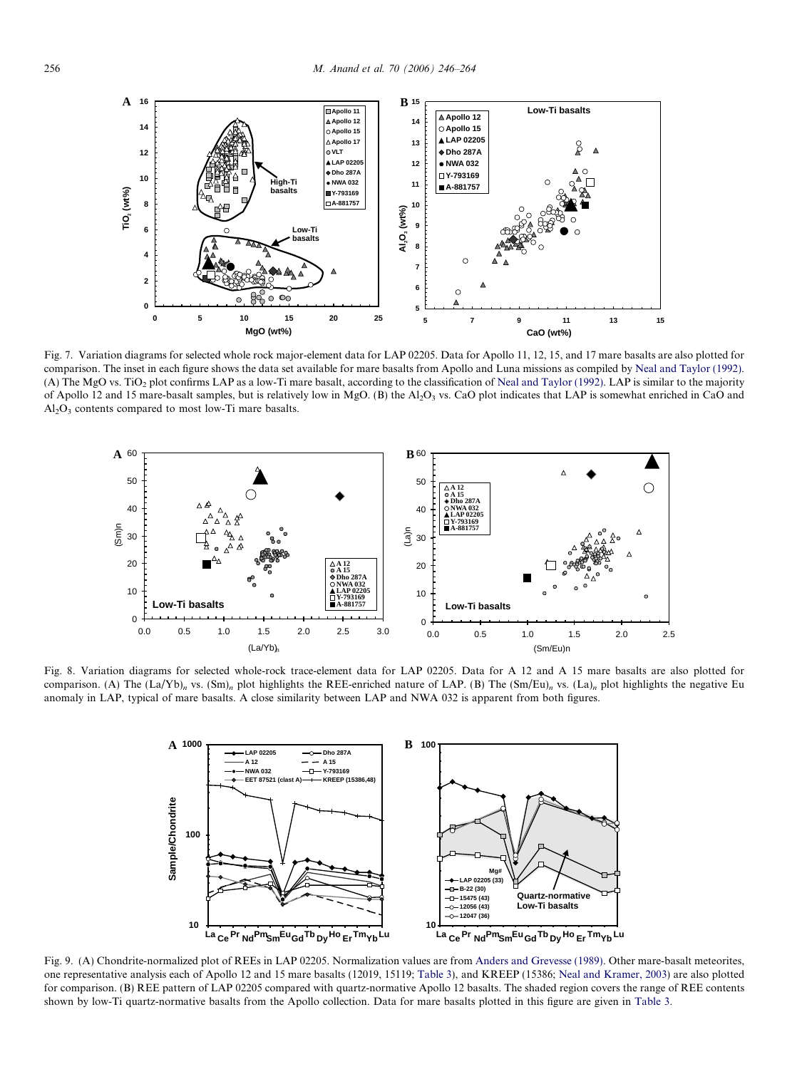Fig. 7. Variation diagrams for selected whole rock major-element data for LAP 02205. Data for Apollo 11, 12, 15, and 17 mare basalts are also plotted for comparison. The inset in each figure shows the data set available for mare basalts from Apollo and Luna missions as compiled by Neal and Taylor (1992). (A) The MgO vs. $TiO_2$ plot confirms LAP as a low-Ti mare basalt, according to the classification of Neal and Taylor (1992). LAP is similar to the majority of Apollo 12 and 15 mare-basalt samples, but is relatively low in MgO. (B) the $Al_2O_3$ vs. CaO plot indicates that LAP is somewhat enriched in CaO and $Al_2O_3$ contents compared to most low-Ti mare basalts.

Fig. 8. Variation diagrams for selected whole-rock trace-element data for LAP 02205. Data for A 12 and A 15 mare basalts are also plotted for comparison. (A) The $(La/Yb)_n$ vs. $(Sm)_n$ plot highlights the REE-enriched nature of LAP. (B) The $(Sm/Eu)_n$ vs. $(La)_n$ plot highlights the negative Eu anomaly in LAP, typical of mare basalts. A close similarity between LAP and NWA 032 is apparent from both figures.

Fig. 9. (A) Chondrite-normalized plot of REEs in LAP 02205. Normalization values are from Anders and Grevesse (1989). Other mare-basalt meteorites, one representative analysis each of Apollo 12 and 15 mare basalts (12019, 15119; Table 3), and KREEP (15386; Neal and Kramer, 2003) are also plotted for comparison. (B) REE pattern of LAP 02205 compared with quartz-normative Apollo 12 basalts. The shaded region covers the range of REE contents shown by low-Ti quartz-normative basalts from the Apollo collection. Data for mare basalts plotted in this figure are given in Table 3.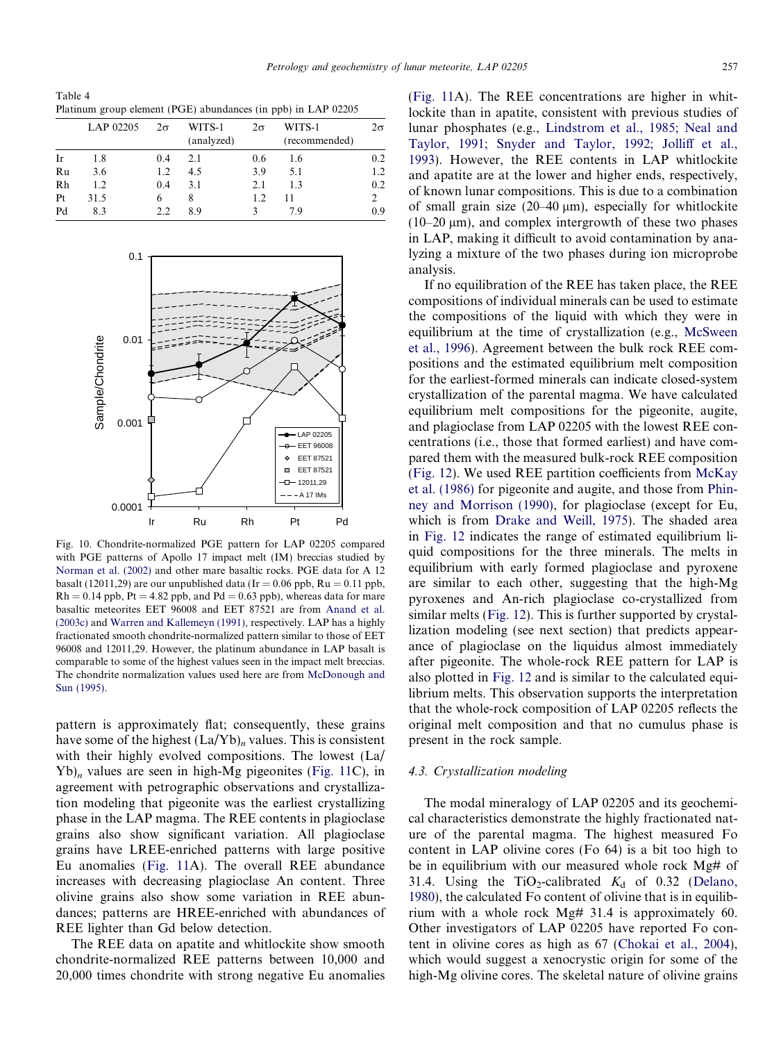Table 4
Platinum group element (PGE) abundances (in ppb) in LAP 02205

|  | LAP 02205 | 2σ | WITS-1 (analyzed) | 2σ | WITS-1 (recommended) | 2σ |
|---|---|---|---|---|---|---|
| Ir | 1.8 | 0.4 | 2.1 | 0.6 | 1.6 | 0.2 |
| Ru | 3.6 | 1.2 | 4.5 | 3.9 | 5.1 | 1.2 |
| Rh | 1.2 | 0.4 | 3.1 | 2.1 | 1.3 | 0.2 |
| Pt | 31.5 | 6 | 8 | 1.2 | 11 | 2 |
| Pd | 8.3 | 2.2 | 8.9 | 3 | 7.9 | 0.9 |

Fig. 10. Chondrite-normalized PGE pattern for LAP 02205 compared with PGE patterns of Apollo 17 impact melt (IM) breccias studied by Norman et al. (2002) and other mare basaltic rocks. PGE data for A 12 basalt (12011,29) are our unpublished data (Ir = 0.06 ppb, Ru = 0.11 ppb, Rh = 0.14 ppb, Pt = 4.82 ppb, and Pd = 0.63 ppb), whereas data for mare basaltic meteorites EET 96008 and EET 87521 are from Anand et al. (2003c) and Warren and Kallemeyn (1991), respectively. LAP has a highly fractionated smooth chondrite-normalized pattern similar to those of EET 96008 and 12011,29. However, the platinum abundance in LAP basalt is comparable to some of the highest values seen in the impact melt breccias. The chondrite normalization values used here are from McDonough and Sun (1995).

pattern is approximately flat; consequently, these grains have some of the highest $(La/Yb)_n$ values. This is consistent with their highly evolved compositions. The lowest $(La/Yb)_n$ values are seen in high-Mg pigeonites (Fig. 11C), in agreement with petrographic observations and crystallization modeling that pigeonite was the earliest crystallizing phase in the LAP magma. The REE contents in plagioclase grains also show significant variation. All plagioclase grains have LREE-enriched patterns with large positive Eu anomalies (Fig. 11A). The overall REE abundance increases with decreasing plagioclase An content. Three olivine grains also show some variation in REE abundances; patterns are HREE-enriched with abundances of REE lighter than Gd below detection.

The REE data on apatite and whitlockite show smooth chondrite-normalized REE patterns between 10,000 and 20,000 times chondrite with strong negative Eu anomalies (Fig. 11A). The REE concentrations are higher in whitlockite than in apatite, consistent with previous studies of lunar phosphates (e.g., Lindstrom et al., 1985; Neal and Taylor, 1991; Snyder and Taylor, 1992; Jolliff et al., 1993). However, the REE contents in LAP whitlockite and apatite are at the lower and higher ends, respectively, of known lunar compositions. This is due to a combination of small grain size (20–40 μm), especially for whitlockite (10–20 μm), and complex intergrowth of these two phases in LAP, making it difficult to avoid contamination by analyzing a mixture of the two phases during ion microprobe analysis.

If no equilibration of the REE has taken place, the REE compositions of individual minerals can be used to estimate the compositions of the liquid with which they were in equilibrium at the time of crystallization (e.g., McSween et al., 1996). Agreement between the bulk rock REE compositions and the estimated equilibrium melt composition for the earliest-formed minerals can indicate closed-system crystallization of the parental magma. We have calculated equilibrium melt compositions for the pigeonite, augite, and plagioclase from LAP 02205 with the lowest REE concentrations (i.e., those that formed earliest) and have compared them with the measured bulk-rock REE composition (Fig. 12). We used REE partition coefficients from McKay et al. (1986) for pigeonite and augite, and those from Phinney and Morrison (1990), for plagioclase (except for Eu, which is from Drake and Weill, 1975). The shaded area in Fig. 12 indicates the range of estimated equilibrium liquid compositions for the three minerals. The melts in equilibrium with early formed plagioclase and pyroxene are similar to each other, suggesting that the high-Mg pyroxenes and An-rich plagioclase co-crystallized from similar melts (Fig. 12). This is further supported by crystallization modeling (see next section) that predicts appearance of plagioclase on the liquidus almost immediately after pigeonite. The whole-rock REE pattern for LAP is also plotted in Fig. 12 and is similar to the calculated equilibrium melts. This observation supports the interpretation that the whole-rock composition of LAP 02205 reflects the original melt composition and that no cumulus phase is present in the rock sample.

### 4.3. Crystallization modeling

The modal mineralogy of LAP 02205 and its geochemical characteristics demonstrate the highly fractionated nature of the parental magma. The highest measured Fo content in LAP olivine cores (Fo 64) is a bit too high to be in equilibrium with our measured whole rock Mg# of 31.4. Using the $TiO_2$-calibrated $K_d$ of 0.32 (Delano, 1980), the calculated Fo content of olivine that is in equilibrium with a whole rock Mg# 31.4 is approximately 60. Other investigators of LAP 02205 have reported Fo content in olivine cores as high as 67 (Chokai et al., 2004), which would suggest a xenocrystic origin for some of the high-Mg olivine cores. The skeletal nature of olivine grains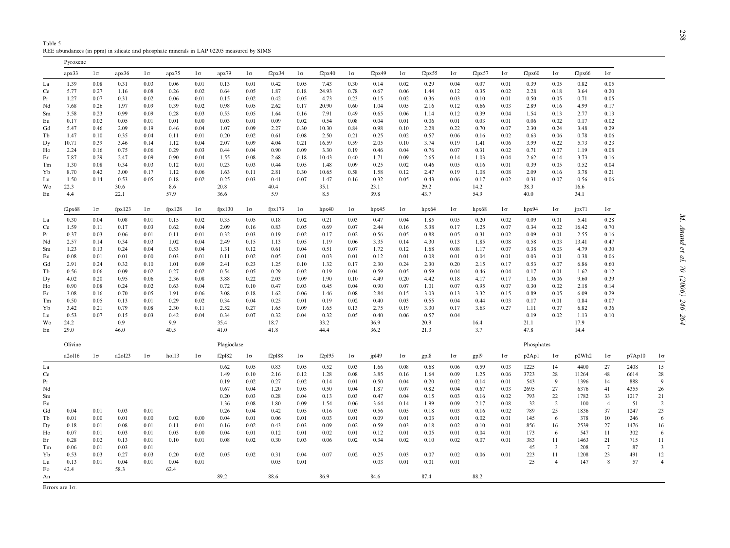Table 5
REE abundances (in ppm) in silicate and phosphate minerals in LAP 02205 measured by SIMS

| | Pyroxene | | | | | | | | | | | | | | | | | | | | | |
|---|---|---|---|---|---|---|---|---|---|---|---|---|---|---|---|---|---|---|---|---|---|---|
| | apx33 | 1σ | apx36 | 1σ | apx75 | 1σ | apx79 | 1σ | f2px34 | 1σ | f2px40 | 1σ | f2px49 | 1σ | f2px55 | 1σ | f2px57 | 1σ | f2px60 | 1σ | f2px66 | 1σ |
| La | 1.39 | 0.08 | 0.31 | 0.03 | 0.06 | 0.01 | 0.13 | 0.01 | 0.42 | 0.05 | 7.43 | 0.30 | 0.14 | 0.02 | 0.29 | 0.04 | 0.07 | 0.01 | 0.39 | 0.05 | 0.82 | 0.05 |
| Ce | 5.77 | 0.27 | 1.16 | 0.08 | 0.26 | 0.02 | 0.64 | 0.05 | 1.87 | 0.18 | 24.93 | 0.78 | 0.67 | 0.06 | 1.44 | 0.12 | 0.35 | 0.02 | 2.28 | 0.18 | 3.64 | 0.20 |
| Pr | 1.27 | 0.07 | 0.31 | 0.02 | 0.06 | 0.01 | 0.15 | 0.02 | 0.42 | 0.05 | 4.73 | 0.23 | 0.15 | 0.02 | 0.36 | 0.03 | 0.10 | 0.01 | 0.50 | 0.05 | 0.71 | 0.05 |
| Nd | 7.68 | 0.26 | 1.97 | 0.09 | 0.39 | 0.02 | 0.98 | 0.05 | 2.62 | 0.17 | 20.90 | 0.60 | 1.04 | 0.05 | 2.16 | 0.12 | 0.66 | 0.03 | 2.89 | 0.16 | 4.99 | 0.17 |
| Sm | 3.58 | 0.23 | 0.99 | 0.09 | 0.28 | 0.03 | 0.53 | 0.05 | 1.64 | 0.16 | 7.91 | 0.49 | 0.65 | 0.06 | 1.14 | 0.12 | 0.39 | 0.04 | 1.54 | 0.13 | 2.77 | 0.13 |
| Eu | 0.17 | 0.02 | 0.05 | 0.01 | 0.01 | 0.00 | 0.03 | 0.01 | 0.09 | 0.02 | 0.54 | 0.08 | 0.04 | 0.01 | 0.06 | 0.01 | 0.03 | 0.01 | 0.06 | 0.02 | 0.17 | 0.02 |
| Gd | 5.47 | 0.46 | 2.09 | 0.19 | 0.46 | 0.04 | 1.07 | 0.09 | 2.27 | 0.30 | 10.30 | 0.84 | 0.98 | 0.10 | 2.28 | 0.22 | 0.70 | 0.07 | 2.30 | 0.24 | 3.48 | 0.29 |
| Tb | 1.47 | 0.10 | 0.35 | 0.04 | 0.11 | 0.01 | 0.20 | 0.02 | 0.61 | 0.08 | 2.50 | 0.21 | 0.25 | 0.02 | 0.57 | 0.06 | 0.16 | 0.02 | 0.63 | 0.06 | 0.78 | 0.06 |
| Dy | 10.71 | 0.39 | 3.46 | 0.14 | 1.12 | 0.04 | 2.07 | 0.09 | 4.04 | 0.21 | 16.59 | 0.59 | 2.05 | 0.10 | 3.74 | 0.19 | 1.41 | 0.06 | 3.99 | 0.22 | 5.73 | 0.23 |
| Ho | 2.24 | 0.16 | 0.75 | 0.06 | 0.29 | 0.03 | 0.44 | 0.04 | 0.90 | 0.09 | 3.30 | 0.19 | 0.46 | 0.04 | 0.76 | 0.07 | 0.31 | 0.02 | 0.71 | 0.07 | 1.19 | 0.08 |
| Er | 7.87 | 0.29 | 2.47 | 0.09 | 0.90 | 0.04 | 1.55 | 0.08 | 2.68 | 0.18 | 10.43 | 0.40 | 1.71 | 0.09 | 2.65 | 0.14 | 1.03 | 0.04 | 2.62 | 0.14 | 3.73 | 0.16 |
| Tm | 1.30 | 0.08 | 0.34 | 0.03 | 0.12 | 0.01 | 0.23 | 0.03 | 0.44 | 0.05 | 1.48 | 0.09 | 0.25 | 0.02 | 0.46 | 0.05 | 0.16 | 0.01 | 0.39 | 0.05 | 0.52 | 0.04 |
| Yb | 8.70 | 0.42 | 3.00 | 0.17 | 1.12 | 0.06 | 1.63 | 0.11 | 2.81 | 0.30 | 10.65 | 0.58 | 1.58 | 0.12 | 2.47 | 0.19 | 1.08 | 0.08 | 2.09 | 0.16 | 3.78 | 0.21 |
| Lu | 1.50 | 0.14 | 0.53 | 0.05 | 0.18 | 0.02 | 0.25 | 0.03 | 0.41 | 0.07 | 1.47 | 0.16 | 0.32 | 0.05 | 0.43 | 0.06 | 0.17 | 0.02 | 0.31 | 0.07 | 0.56 | 0.06 |
| Wo | 22.3 | | 30.6 | | 8.6 | | 20.8 | | 40.4 | | 35.1 | | 23.1 | | 29.2 | | 14.2 | | 38.3 | | 16.6 | |
| En | 4.4 | | 22.1 | | 57.9 | | 36.6 | | 5.9 | | 8.5 | | 39.8 | | 43.7 | | 54.9 | | 40.0 | | 34.1 | |

| | f2px68 | 1σ | fpx123 | 1σ | fpx128 | 1σ | fpx130 | 1σ | fpx173 | 1σ | hpx40 | 1σ | hpx45 | 1σ | hpx64 | 1σ | hpx68 | 1σ | hpx94 | 1σ | jpx71 | 1σ |
|---|---|---|---|---|---|---|---|---|---|---|---|---|---|---|---|---|---|---|---|---|---|---|
| La | 0.30 | 0.04 | 0.08 | 0.01 | 0.15 | 0.02 | 0.35 | 0.05 | 0.18 | 0.02 | 0.21 | 0.03 | 0.47 | 0.04 | 1.85 | 0.05 | 0.20 | 0.02 | 0.09 | 0.01 | 5.41 | 0.28 |
| Ce | 1.59 | 0.11 | 0.17 | 0.03 | 0.62 | 0.04 | 2.09 | 0.16 | 0.83 | 0.05 | 0.69 | 0.07 | 2.44 | 0.16 | 5.38 | 0.17 | 1.25 | 0.07 | 0.34 | 0.02 | 16.42 | 0.70 |
| Pr | 0.37 | 0.03 | 0.06 | 0.01 | 0.11 | 0.01 | 0.32 | 0.03 | 0.19 | 0.02 | 0.17 | 0.02 | 0.56 | 0.05 | 0.88 | 0.05 | 0.31 | 0.02 | 0.09 | 0.01 | 2.55 | 0.16 |
| Nd | 2.57 | 0.14 | 0.34 | 0.03 | 1.02 | 0.04 | 2.49 | 0.15 | 1.13 | 0.05 | 1.19 | 0.06 | 3.35 | 0.14 | 4.30 | 0.13 | 1.85 | 0.08 | 0.58 | 0.03 | 13.41 | 0.47 |
| Sm | 1.23 | 0.13 | 0.24 | 0.04 | 0.53 | 0.04 | 1.31 | 0.12 | 0.61 | 0.04 | 0.51 | 0.07 | 1.72 | 0.12 | 1.68 | 0.08 | 1.17 | 0.07 | 0.38 | 0.03 | 4.79 | 0.30 |
| Eu | 0.08 | 0.01 | 0.01 | 0.00 | 0.03 | 0.01 | 0.11 | 0.02 | 0.05 | 0.01 | 0.03 | 0.01 | 0.12 | 0.01 | 0.08 | 0.01 | 0.04 | 0.01 | 0.03 | 0.01 | 0.38 | 0.06 |
| Gd | 2.91 | 0.24 | 0.32 | 0.10 | 1.01 | 0.09 | 2.41 | 0.23 | 1.25 | 0.10 | 1.32 | 0.17 | 2.30 | 0.24 | 2.30 | 0.20 | 2.15 | 0.17 | 0.53 | 0.07 | 6.86 | 0.60 |
| Tb | 0.56 | 0.06 | 0.09 | 0.02 | 0.27 | 0.02 | 0.54 | 0.05 | 0.29 | 0.02 | 0.19 | 0.04 | 0.59 | 0.05 | 0.59 | 0.04 | 0.46 | 0.04 | 0.17 | 0.01 | 1.62 | 0.12 |
| Dy | 4.02 | 0.20 | 0.95 | 0.06 | 2.36 | 0.08 | 3.88 | 0.22 | 2.03 | 0.09 | 1.90 | 0.10 | 4.49 | 0.20 | 4.42 | 0.18 | 4.17 | 0.17 | 1.36 | 0.06 | 9.60 | 0.39 |
| Ho | 0.90 | 0.08 | 0.24 | 0.02 | 0.63 | 0.04 | 0.72 | 0.10 | 0.47 | 0.03 | 0.45 | 0.04 | 0.90 | 0.07 | 1.01 | 0.07 | 0.95 | 0.07 | 0.30 | 0.02 | 2.18 | 0.14 |
| Er | 3.08 | 0.16 | 0.70 | 0.05 | 1.91 | 0.06 | 3.08 | 0.18 | 1.62 | 0.06 | 1.46 | 0.08 | 2.84 | 0.15 | 3.03 | 0.13 | 3.32 | 0.15 | 0.89 | 0.05 | 6.09 | 0.29 |
| Tm | 0.50 | 0.05 | 0.13 | 0.01 | 0.29 | 0.02 | 0.34 | 0.04 | 0.25 | 0.01 | 0.19 | 0.02 | 0.40 | 0.03 | 0.55 | 0.04 | 0.44 | 0.03 | 0.17 | 0.01 | 0.84 | 0.07 |
| Yb | 3.42 | 0.21 | 0.79 | 0.08 | 2.30 | 0.11 | 2.52 | 0.27 | 1.65 | 0.09 | 1.65 | 0.13 | 2.75 | 0.19 | 3.30 | 0.17 | 3.63 | 0.27 | 1.11 | 0.07 | 6.82 | 0.36 |
| Lu | 0.53 | 0.07 | 0.15 | 0.03 | 0.42 | 0.04 | 0.34 | 0.07 | 0.32 | 0.04 | 0.32 | 0.05 | 0.40 | 0.06 | 0.57 | 0.04 | | | 0.19 | 0.02 | 1.13 | 0.10 |
| Wo | 24.2 | | 0.9 | | 9.9 | | 35.4 | | 18.7 | | 33.2 | | 36.9 | | 20.9 | | 16.4 | | 21.1 | | 17.9 | |
| En | 29.0 | | 46.0 | | 40.5 | | 41.0 | | 41.8 | | 44.4 | | 36.2 | | 21.3 | | 3.7 | | 47.8 | | 14.4 | |

| | Olivine | | | | | | Plagioclase | | | | | | | | | | | | Phosphates | | | | | |
|---|---|---|---|---|---|---|---|---|---|---|---|---|---|---|---|---|---|---|---|---|---|---|---|---|
| | a2ol16 | 1σ | a2ol23 | 1σ | hol13 | 1σ | f2pl82 | 1σ | f2pl88 | 1σ | f2pl95 | 1σ | jpl49 | 1σ | gpl8 | 1σ | gpl9 | 1σ | p2Ap1 | 1σ | p2Wh2 | 1σ | p7Ap10 | 1σ |
| La | | | | | | | 0.62 | 0.05 | 0.83 | 0.05 | 0.52 | 0.03 | 1.66 | 0.08 | 0.68 | 0.06 | 0.59 | 0.03 | 1225 | 14 | 4400 | 27 | 2408 | 15 |
| Ce | | | | | | | 1.49 | 0.10 | 2.16 | 0.12 | 1.28 | 0.08 | 3.85 | 0.16 | 1.64 | 0.09 | 1.25 | 0.06 | 3723 | 28 | 11264 | 48 | 6614 | 28 |
| Pr | | | | | | | 0.19 | 0.02 | 0.27 | 0.02 | 0.14 | 0.01 | 0.50 | 0.04 | 0.20 | 0.02 | 0.14 | 0.01 | 543 | 9 | 1396 | 14 | 888 | 9 |
| Nd | | | | | | | 0.67 | 0.04 | 1.20 | 0.05 | 0.50 | 0.04 | 1.87 | 0.07 | 0.82 | 0.04 | 0.67 | 0.03 | 2695 | 27 | 6376 | 41 | 4355 | 26 |
| Sm | | | | | | | 0.20 | 0.03 | 0.28 | 0.04 | 0.13 | 0.03 | 0.47 | 0.04 | 0.15 | 0.03 | 0.16 | 0.02 | 793 | 22 | 1782 | 33 | 1217 | 21 |
| Eu | | | | | | | 1.36 | 0.08 | 1.80 | 0.09 | 1.54 | 0.06 | 3.64 | 0.14 | 1.99 | 0.09 | 2.17 | 0.08 | 32 | 2 | 100 | 4 | 51 | 2 |
| Gd | 0.04 | 0.01 | 0.03 | 0.01 | | | 0.26 | 0.04 | 0.42 | 0.05 | 0.16 | 0.03 | 0.56 | 0.05 | 0.18 | 0.03 | 0.16 | 0.02 | 789 | 25 | 1836 | 37 | 1247 | 23 |
| Tb | 0.01 | 0.00 | 0.01 | 0.00 | 0.02 | 0.00 | 0.04 | 0.01 | 0.06 | 0.01 | 0.03 | 0.01 | 0.09 | 0.01 | 0.03 | 0.01 | 0.02 | 0.01 | 145 | 6 | 378 | 10 | 246 | 6 |
| Dy | 0.18 | 0.01 | 0.08 | 0.01 | 0.11 | 0.01 | 0.16 | 0.02 | 0.43 | 0.03 | 0.09 | 0.02 | 0.59 | 0.03 | 0.18 | 0.02 | 0.10 | 0.01 | 856 | 16 | 2539 | 27 | 1476 | 16 |
| Ho | 0.07 | 0.01 | 0.03 | 0.01 | 0.03 | 0.00 | 0.04 | 0.01 | 0.12 | 0.01 | 0.02 | 0.01 | 0.12 | 0.01 | 0.05 | 0.01 | 0.04 | 0.01 | 173 | 6 | 547 | 11 | 302 | 6 |
| Er | 0.28 | 0.02 | 0.13 | 0.01 | 0.10 | 0.01 | 0.08 | 0.02 | 0.30 | 0.03 | 0.06 | 0.02 | 0.34 | 0.02 | 0.10 | 0.02 | 0.07 | 0.01 | 383 | 11 | 1463 | 21 | 715 | 11 |
| Tm | 0.06 | 0.01 | 0.03 | 0.01 | | | | | | | | | | | | | | | 45 | 3 | 208 | 7 | 87 | 3 |
| Yb | 0.53 | 0.03 | 0.27 | 0.03 | 0.20 | 0.02 | 0.05 | 0.02 | 0.31 | 0.04 | 0.07 | 0.02 | 0.25 | 0.03 | 0.07 | 0.02 | 0.06 | 0.01 | 223 | 11 | 1208 | 23 | 491 | 12 |
| Lu | 0.13 | 0.01 | 0.04 | 0.01 | 0.04 | 0.01 | | | 0.05 | 0.01 | | | 0.03 | 0.01 | 0.01 | 0.01 | | | 25 | 4 | 147 | 8 | 57 | 4 |
| Fo | 42.4 | | 58.3 | | 62.4 | | | | | | | | | | | | | | | | | | | |
| An | | | | | | | 89.2 | | 88.6 | | 86.9 | | 84.6 | | 87.4 | | 88.2 | | | | | | | |

Errors are 1σ.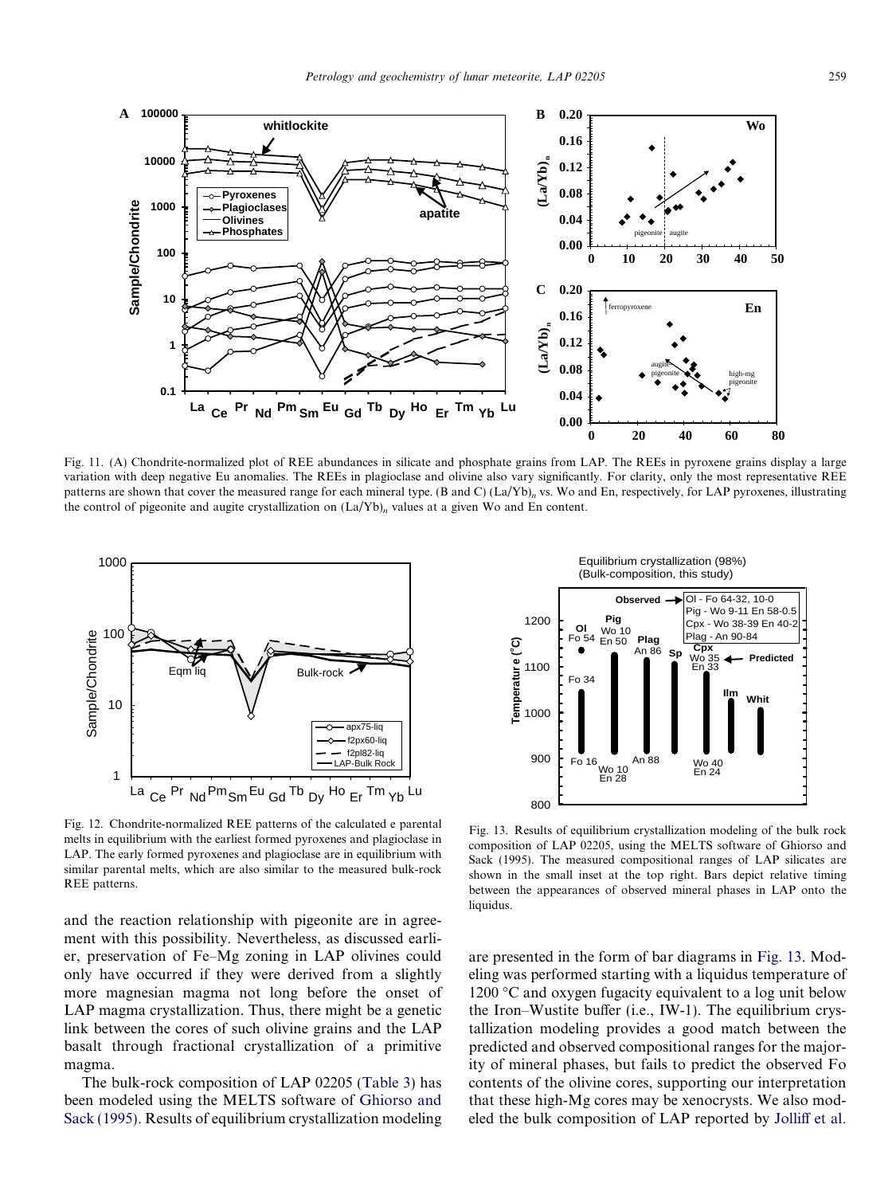Fig. 11. (A) Chondrite-normalized plot of REE abundances in silicate and phosphate grains from LAP. The REEs in pyroxene grains display a large variation with deep negative Eu anomalies. The REEs in plagioclase and olivine also vary significantly. For clarity, only the most representative REE patterns are shown that cover the measured range for each mineral type. (B and C) $(La/Yb)_n$ vs. Wo and En, respectively, for LAP pyroxenes, illustrating the control of pigeonite and augite crystallization on $(La/Yb)_n$ values at a given Wo and En content.

Fig. 12. Chondrite-normalized REE patterns of the calculated e parental melts in equilibrium with the earliest formed pyroxenes and plagioclase in LAP. The early formed pyroxenes and plagioclase are in equilibrium with similar parental melts, which are also similar to the measured bulk-rock REE patterns.

Fig. 13. Results of equilibrium crystallization modeling of the bulk rock composition of LAP 02205, using the MELTS software of Ghiorso and Sack (1995). The measured compositional ranges of LAP silicates are shown in the small inset at the top right. Bars depict relative timing between the appearances of observed mineral phases in LAP onto the liquidus.

and the reaction relationship with pigeonite are in agreement with this possibility. Nevertheless, as discussed earlier, preservation of Fe–Mg zoning in LAP olivines could only have occurred if they were derived from a slightly more magnesian magma not long before the onset of LAP magma crystallization. Thus, there might be a genetic link between the cores of such olivine grains and the LAP basalt through fractional crystallization of a primitive magma.

The bulk-rock composition of LAP 02205 (Table 3) has been modeled using the MELTS software of Ghiorso and Sack (1995). Results of equilibrium crystallization modeling are presented in the form of bar diagrams in Fig. 13. Modeling was performed starting with a liquidus temperature of 1200 °C and oxygen fugacity equivalent to a log unit below the Iron–Wustite buffer (i.e., IW-1). The equilibrium crystallization modeling provides a good match between the predicted and observed compositional ranges for the majority of mineral phases, but fails to predict the observed Fo contents of the olivine cores, supporting our interpretation that these high-Mg cores may be xenocrysts. We also modeled the bulk composition of LAP reported by Jolliff et al.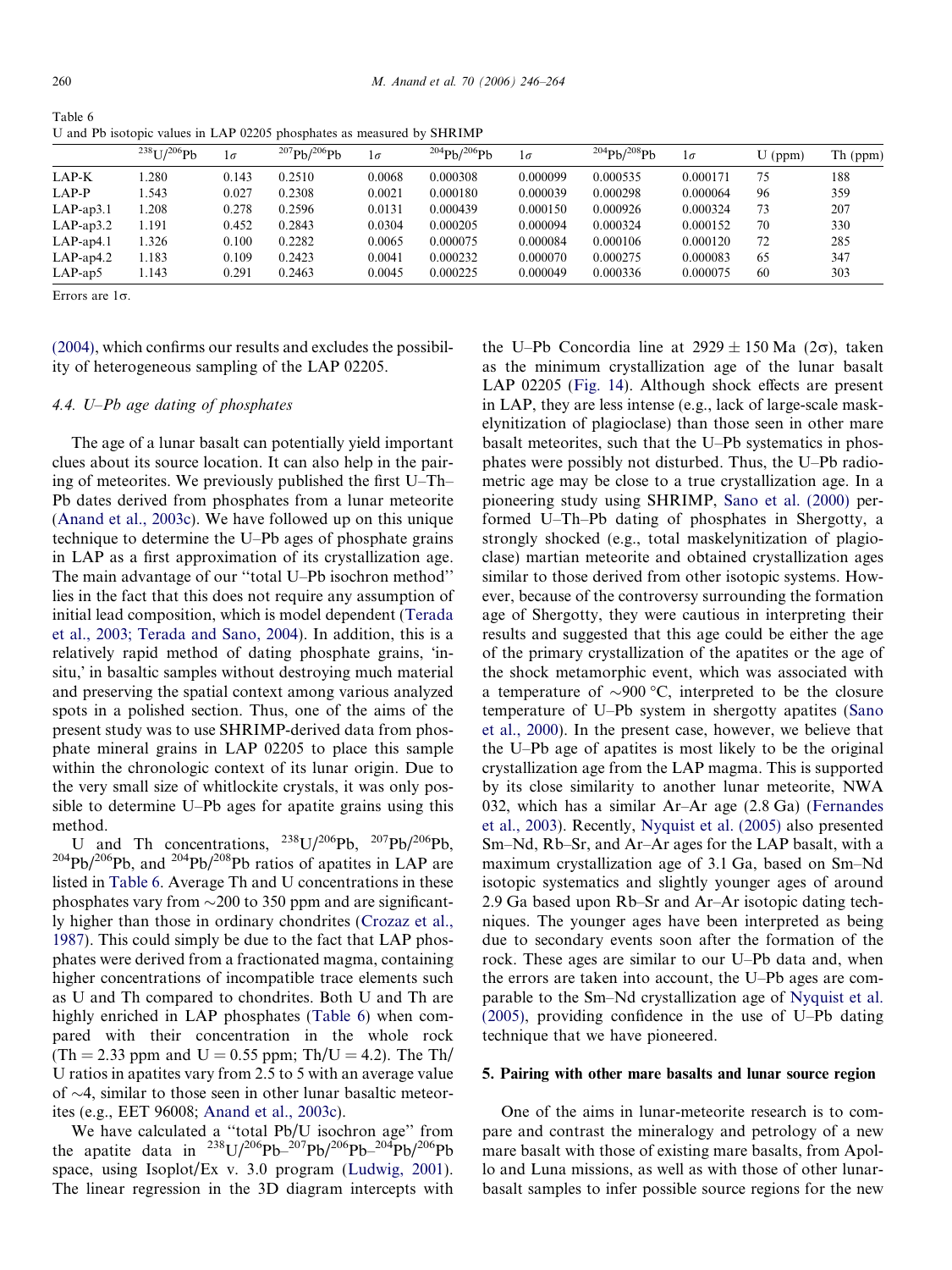Table 6
U and Pb isotopic values in LAP 02205 phosphates as measured by SHRIMP

| | $^{238}U/^{206}Pb$ | 1σ | $^{207}Pb/^{206}Pb$ | 1σ | $^{204}Pb/^{206}Pb$ | 1σ | $^{204}Pb/^{208}Pb$ | 1σ | U (ppm) | Th (ppm) |
|---|---|---|---|---|---|---|---|---|---|---|
| LAP-K | 1.280 | 0.143 | 0.2510 | 0.0068 | 0.000308 | 0.000099 | 0.000535 | 0.000171 | 75 | 188 |
| LAP-P | 1.543 | 0.027 | 0.2308 | 0.0021 | 0.000180 | 0.000039 | 0.000298 | 0.000064 | 96 | 359 |
| LAP-ap3.1 | 1.208 | 0.278 | 0.2596 | 0.0131 | 0.000439 | 0.000150 | 0.000926 | 0.000324 | 73 | 207 |
| LAP-ap3.2 | 1.191 | 0.452 | 0.2843 | 0.0304 | 0.000205 | 0.000094 | 0.000324 | 0.000152 | 70 | 330 |
| LAP-ap4.1 | 1.326 | 0.100 | 0.2282 | 0.0065 | 0.000075 | 0.000084 | 0.000106 | 0.000120 | 72 | 285 |
| LAP-ap4.2 | 1.183 | 0.109 | 0.2423 | 0.0041 | 0.000232 | 0.000070 | 0.000275 | 0.000083 | 65 | 347 |
| LAP-ap5 | 1.143 | 0.291 | 0.2463 | 0.0045 | 0.000225 | 0.000049 | 0.000336 | 0.000075 | 60 | 303 |

Errors are 1σ.

(2004), which confirms our results and excludes the possibility of heterogeneous sampling of the LAP 02205.

### 4.4. U–Pb age dating of phosphates

The age of a lunar basalt can potentially yield important clues about its source location. It can also help in the pairing of meteorites. We previously published the first U–Th–Pb dates derived from phosphates from a lunar meteorite (Anand et al., 2003c). We have followed up on this unique technique to determine the U–Pb ages of phosphate grains in LAP as a first approximation of its crystallization age. The main advantage of our ''total U–Pb isochron method'' lies in the fact that this does not require any assumption of initial lead composition, which is model dependent (Terada et al., 2003; Terada and Sano, 2004). In addition, this is a relatively rapid method of dating phosphate grains, 'in-situ,' in basaltic samples without destroying much material and preserving the spatial context among various analyzed spots in a polished section. Thus, one of the aims of the present study was to use SHRIMP-derived data from phosphate mineral grains in LAP 02205 to place this sample within the chronologic context of its lunar origin. Due to the very small size of whitlockite crystals, it was only possible to determine U–Pb ages for apatite grains using this method.

U and Th concentrations, $^{238}U/^{206}Pb$, $^{207}Pb/^{206}Pb$, $^{204}Pb/^{206}Pb$, and $^{204}Pb/^{208}Pb$ ratios of apatites in LAP are listed in Table 6. Average Th and U concentrations in these phosphates vary from ~200 to 350 ppm and are significantly higher than those in ordinary chondrites (Crozaz et al., 1987). This could simply be due to the fact that LAP phosphates were derived from a fractionated magma, containing higher concentrations of incompatible trace elements such as U and Th compared to chondrites. Both U and Th are highly enriched in LAP phosphates (Table 6) when compared with their concentration in the whole rock (Th = 2.33 ppm and U = 0.55 ppm; Th/U = 4.2). The Th/U ratios in apatites vary from 2.5 to 5 with an average value of ~4, similar to those seen in other lunar basaltic meteorites (e.g., EET 96008; Anand et al., 2003c).

We have calculated a ''total Pb/U isochron age'' from the apatite data in $^{238}U/^{206}Pb$–$^{207}Pb/^{206}Pb$–$^{204}Pb/^{206}Pb$ space, using Isoplot/Ex v. 3.0 program (Ludwig, 2001). The linear regression in the 3D diagram intercepts with the U–Pb Concordia line at 2929 ± 150 Ma (2σ), taken as the minimum crystallization age of the lunar basalt LAP 02205 (Fig. 14). Although shock effects are present in LAP, they are less intense (e.g., lack of large-scale maskelynitization of plagioclase) than those seen in other mare basalt meteorites, such that the U–Pb systematics in phosphates were possibly not disturbed. Thus, the U–Pb radiometric age may be close to a true crystallization age. In a pioneering study using SHRIMP, Sano et al. (2000) performed U–Th–Pb dating of phosphates in Shergotty, a strongly shocked (e.g., total maskelynitization of plagioclase) martian meteorite and obtained crystallization ages similar to those derived from other isotopic systems. However, because of the controversy surrounding the formation age of Shergotty, they were cautious in interpreting their results and suggested that this age could be either the age of the primary crystallization of the apatites or the age of the shock metamorphic event, which was associated with a temperature of ~900 °C, interpreted to be the closure temperature of U–Pb system in shergotty apatites (Sano et al., 2000). In the present case, however, we believe that the U–Pb age of apatites is most likely to be the original crystallization age from the LAP magma. This is supported by its close similarity to another lunar meteorite, NWA 032, which has a similar Ar–Ar age (2.8 Ga) (Fernandes et al., 2003). Recently, Nyquist et al. (2005) also presented Sm–Nd, Rb–Sr, and Ar–Ar ages for the LAP basalt, with a maximum crystallization age of 3.1 Ga, based on Sm–Nd isotopic systematics and slightly younger ages of around 2.9 Ga based upon Rb–Sr and Ar–Ar isotopic dating techniques. The younger ages have been interpreted as being due to secondary events soon after the formation of the rock. These ages are similar to our U–Pb data and, when the errors are taken into account, the U–Pb ages are comparable to the Sm–Nd crystallization age of Nyquist et al. (2005), providing confidence in the use of U–Pb dating technique that we have pioneered.

## 5. Pairing with other mare basalts and lunar source region

One of the aims in lunar-meteorite research is to compare and contrast the mineralogy and petrology of a new mare basalt with those of existing mare basalts, from Apollo and Luna missions, as well as with those of other lunar-basalt samples to infer possible source regions for the new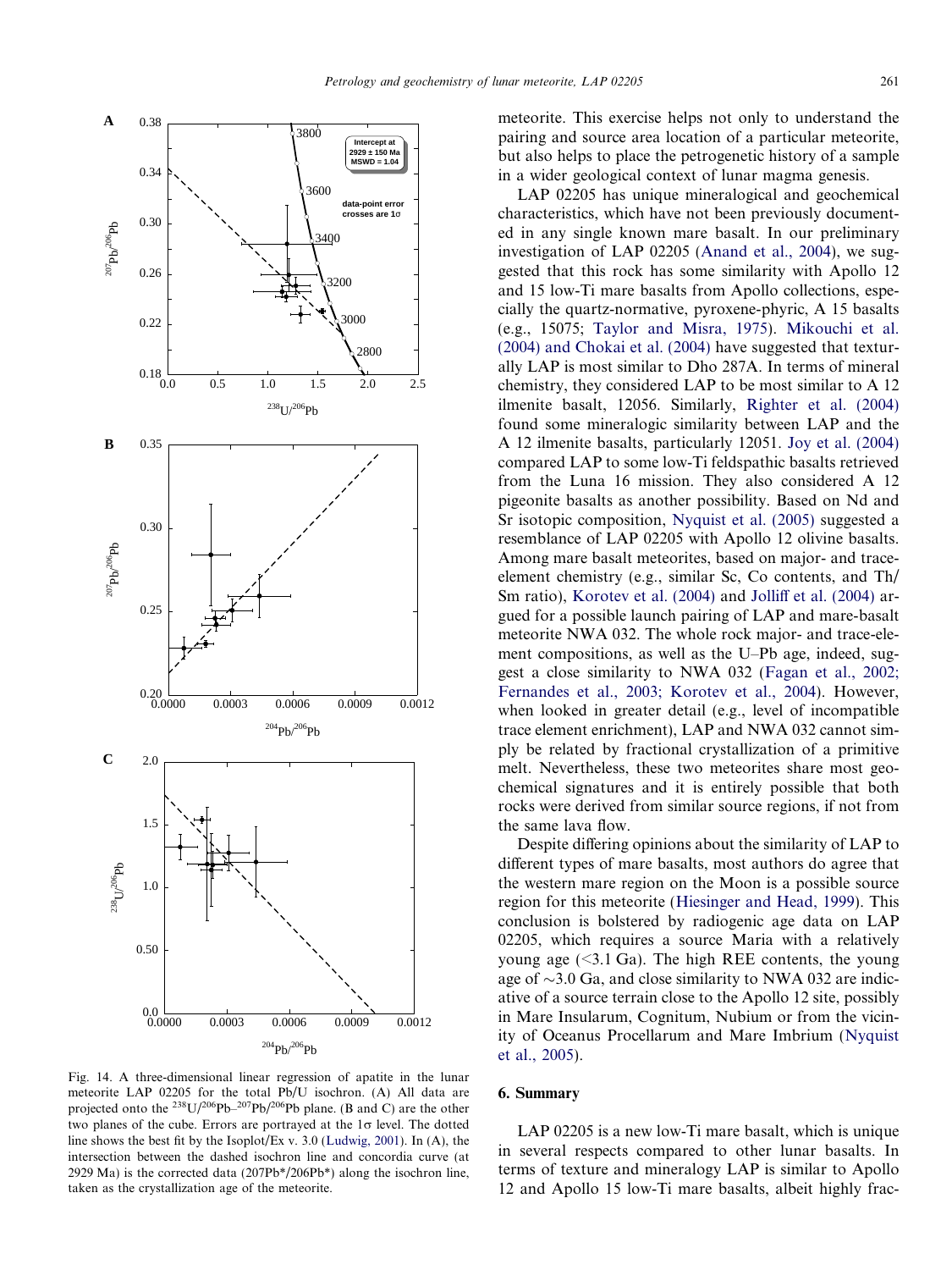Fig. 14. A three-dimensional linear regression of apatite in the lunar meteorite LAP 02205 for the total Pb/U isochron. (A) All data are projected onto the $^{238}U/^{206}Pb$–$^{207}Pb/^{206}Pb$ plane. (B and C) are the other two planes of the cube. Errors are portrayed at the 1σ level. The dotted line shows the best fit by the Isoplot/Ex v. 3.0 (Ludwig, 2001). In (A), the intersection between the dashed isochron line and concordia curve (at 2929 Ma) is the corrected data (207Pb*/206Pb*) along the isochron line, taken as the crystallization age of the meteorite.

meteorite. This exercise helps not only to understand the pairing and source area location of a particular meteorite, but also helps to place the petrogenetic history of a sample in a wider geological context of lunar magma genesis.

LAP 02205 has unique mineralogical and geochemical characteristics, which have not been previously documented in any single known mare basalt. In our preliminary investigation of LAP 02205 (Anand et al., 2004), we suggested that this rock has some similarity with Apollo 12 and 15 low-Ti mare basalts from Apollo collections, especially the quartz-normative, pyroxene-phyric, A 15 basalts (e.g., 15075; Taylor and Misra, 1975). Mikouchi et al. (2004) and Chokai et al. (2004) have suggested that texturally LAP is most similar to Dho 287A. In terms of mineral chemistry, they considered LAP to be most similar to A 12 ilmenite basalt, 12056. Similarly, Righter et al. (2004) found some mineralogic similarity between LAP and the A 12 ilmenite basalts, particularly 12051. Joy et al. (2004) compared LAP to some low-Ti feldspathic basalts retrieved from the Luna 16 mission. They also considered A 12 pigeonite basalts as another possibility. Based on Nd and Sr isotopic composition, Nyquist et al. (2005) suggested a resemblance of LAP 02205 with Apollo 12 olivine basalts. Among mare basalt meteorites, based on major- and trace-element chemistry (e.g., similar Sc, Co contents, and Th/Sm ratio), Korotev et al. (2004) and Jolliff et al. (2004) argued for a possible launch pairing of LAP and mare-basalt meteorite NWA 032. The whole rock major- and trace-element compositions, as well as the U–Pb age, indeed, suggest a close similarity to NWA 032 (Fagan et al., 2002; Fernandes et al., 2003; Korotev et al., 2004). However, when looked in greater detail (e.g., level of incompatible trace element enrichment), LAP and NWA 032 cannot simply be related by fractional crystallization of a primitive melt. Nevertheless, these two meteorites share most geochemical signatures and it is entirely possible that both rocks were derived from similar source regions, if not from the same lava flow.

Despite differing opinions about the similarity of LAP to different types of mare basalts, most authors do agree that the western mare region on the Moon is a possible source region for this meteorite (Hiesinger and Head, 1999). This conclusion is bolstered by radiogenic age data on LAP 02205, which requires a source Maria with a relatively young age (<3.1 Ga). The high REE contents, the young age of ~3.0 Ga, and close similarity to NWA 032 are indicative of a source terrain close to the Apollo 12 site, possibly in Mare Insularum, Cognitum, Nubium or from the vicinity of Oceanus Procellarum and Mare Imbrium (Nyquist et al., 2005).

## 6. Summary

LAP 02205 is a new low-Ti mare basalt, which is unique in several respects compared to other lunar basalts. In terms of texture and mineralogy LAP is similar to Apollo 12 and Apollo 15 low-Ti mare basalts, albeit highly frac-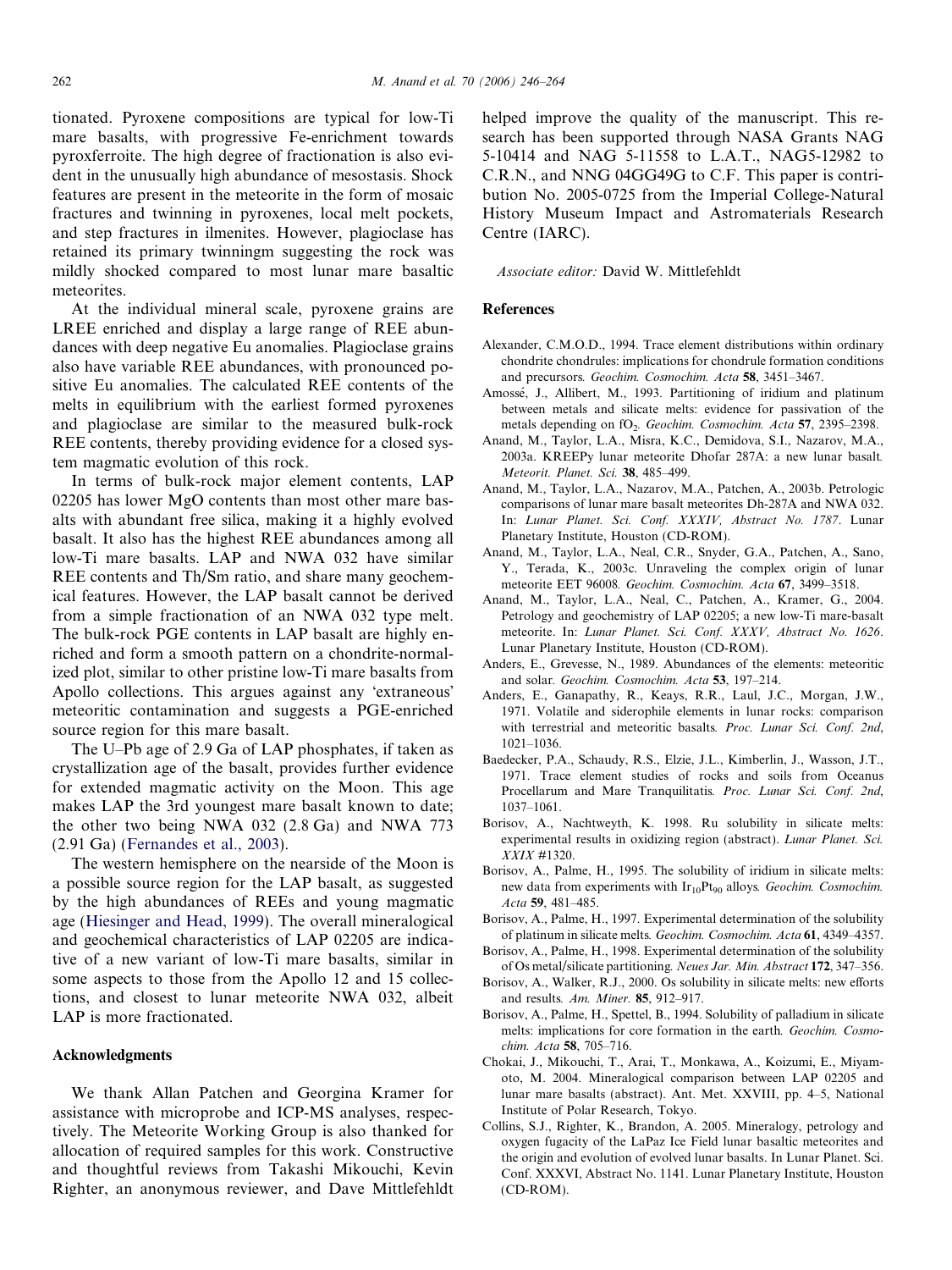tionated. Pyroxene compositions are typical for low-Ti mare basalts, with progressive Fe-enrichment towards pyroxferroite. The high degree of fractionation is also evident in the unusually high abundance of mesostasis. Shock features are present in the meteorite in the form of mosaic fractures and twinning in pyroxenes, local melt pockets, and step fractures in ilmenites. However, plagioclase has retained its primary twinningm suggesting the rock was mildly shocked compared to most lunar mare basaltic meteorites.

At the individual mineral scale, pyroxene grains are LREE enriched and display a large range of REE abundances with deep negative Eu anomalies. Plagioclase grains also have variable REE abundances, with pronounced positive Eu anomalies. The calculated REE contents of the melts in equilibrium with the earliest formed pyroxenes and plagioclase are similar to the measured bulk-rock REE contents, thereby providing evidence for a closed system magmatic evolution of this rock.

In terms of bulk-rock major element contents, LAP 02205 has lower MgO contents than most other mare basalts with abundant free silica, making it a highly evolved basalt. It also has the highest REE abundances among all low-Ti mare basalts. LAP and NWA 032 have similar REE contents and Th/Sm ratio, and share many geochemical features. However, the LAP basalt cannot be derived from a simple fractionation of an NWA 032 type melt. The bulk-rock PGE contents in LAP basalt are highly enriched and form a smooth pattern on a chondrite-normalized plot, similar to other pristine low-Ti mare basalts from Apollo collections. This argues against any 'extraneous' meteoritic contamination and suggests a PGE-enriched source region for this mare basalt.

The U–Pb age of 2.9 Ga of LAP phosphates, if taken as crystallization age of the basalt, provides further evidence for extended magmatic activity on the Moon. This age makes LAP the 3rd youngest mare basalt known to date; the other two being NWA 032 (2.8 Ga) and NWA 773 (2.91 Ga) (Fernandes et al., 2003).

The western hemisphere on the nearside of the Moon is a possible source region for the LAP basalt, as suggested by the high abundances of REEs and young magmatic age (Hiesinger and Head, 1999). The overall mineralogical and geochemical characteristics of LAP 02205 are indicative of a new variant of low-Ti mare basalts, similar in some aspects to those from the Apollo 12 and 15 collections, and closest to lunar meteorite NWA 032, albeit LAP is more fractionated.

## Acknowledgments

We thank Allan Patchen and Georgina Kramer for assistance with microprobe and ICP-MS analyses, respectively. The Meteorite Working Group is also thanked for allocation of required samples for this work. Constructive and thoughtful reviews from Takashi Mikouchi, Kevin Righter, an anonymous reviewer, and Dave Mittlefehldt helped improve the quality of the manuscript. This research has been supported through NASA Grants NAG 5-10414 and NAG 5-11558 to L.A.T., NAG5-12982 to C.R.N., and NNG 04GG49G to C.F. This paper is contribution No. 2005-0725 from the Imperial College-Natural History Museum Impact and Astromaterials Research Centre (IARC).

*Associate editor:* David W. Mittlefehldt

## References

Alexander, C.M.O.D., 1994. Trace element distributions within ordinary chondrite chondrules: implications for chondrule formation conditions and precursors. *Geochim. Cosmochim. Acta* **58**, 3451–3467.

Amossé, J., Allibert, M., 1993. Partitioning of iridium and platinum between metals and silicate melts: evidence for passivation of the metals depending on $fO_2$. *Geochim. Cosmochim. Acta* **57**, 2395–2398.

Anand, M., Taylor, L.A., Misra, K.C., Demidova, S.I., Nazarov, M.A., 2003a. KREEPy lunar meteorite Dhofar 287A: a new lunar basalt. *Meteorit. Planet. Sci.* **38**, 485–499.

Anand, M., Taylor, L.A., Nazarov, M.A., Patchen, A., 2003b. Petrologic comparisons of lunar mare basalt meteorites Dh-287A and NWA 032. In: *Lunar Planet. Sci. Conf. XXXIV, Abstract No. 1787*. Lunar Planetary Institute, Houston (CD-ROM).

Anand, M., Taylor, L.A., Neal, C.R., Snyder, G.A., Patchen, A., Sano, Y., Terada, K., 2003c. Unraveling the complex origin of lunar meteorite EET 96008. *Geochim. Cosmochim. Acta* **67**, 3499–3518.

Anand, M., Taylor, L.A., Neal, C., Patchen, A., Kramer, G., 2004. Petrology and geochemistry of LAP 02205; a new low-Ti mare-basalt meteorite. In: *Lunar Planet. Sci. Conf. XXXV, Abstract No. 1626*. Lunar Planetary Institute, Houston (CD-ROM).

Anders, E., Grevesse, N., 1989. Abundances of the elements: meteoritic and solar. *Geochim. Cosmochim. Acta* **53**, 197–214.

Anders, E., Ganapathy, R., Keays, R.R., Laul, J.C., Morgan, J.W., 1971. Volatile and siderophile elements in lunar rocks: comparison with terrestrial and meteoritic basalts. *Proc. Lunar Sci. Conf. 2nd*, 1021–1036.

Baedecker, P.A., Schaudy, R.S., Elzie, J.L., Kimberlin, J., Wasson, J.T., 1971. Trace element studies of rocks and soils from Oceanus Procellarum and Mare Tranquilitatis. *Proc. Lunar Sci. Conf. 2nd*, 1037–1061.

Borisov, A., Nachtweyth, K. 1998. Ru solubility in silicate melts: experimental results in oxidizing region (abstract). *Lunar Planet. Sci. XXIX* #1320.

Borisov, A., Palme, H., 1995. The solubility of iridium in silicate melts: new data from experiments with $Ir_{10}Pt_{90}$ alloys. *Geochim. Cosmochim. Acta* **59**, 481–485.

Borisov, A., Palme, H., 1997. Experimental determination of the solubility of platinum in silicate melts. *Geochim. Cosmochim. Acta* **61**, 4349–4357.

Borisov, A., Palme, H., 1998. Experimental determination of the solubility of Os metal/silicate partitioning. *Neues Jar. Min. Abstract* **172**, 347–356.

Borisov, A., Walker, R.J., 2000. Os solubility in silicate melts: new efforts and results. *Am. Miner.* **85**, 912–917.

Borisov, A., Palme, H., Spettel, B., 1994. Solubility of palladium in silicate melts: implications for core formation in the earth. *Geochim. Cosmochim. Acta* **58**, 705–716.

Chokai, J., Mikouchi, T., Arai, T., Monkawa, A., Koizumi, E., Miyamoto, M. 2004. Mineralogical comparison between LAP 02205 and lunar mare basalts (abstract). Ant. Met. XXVIII, pp. 4–5, National Institute of Polar Research, Tokyo.

Collins, S.J., Righter, K., Brandon, A. 2005. Mineralogy, petrology and oxygen fugacity of the LaPaz Ice Field lunar basaltic meteorites and the origin and evolution of evolved lunar basalts. In Lunar Planet. Sci. Conf. XXXVI, Abstract No. 1141. Lunar Planetary Institute, Houston (CD-ROM).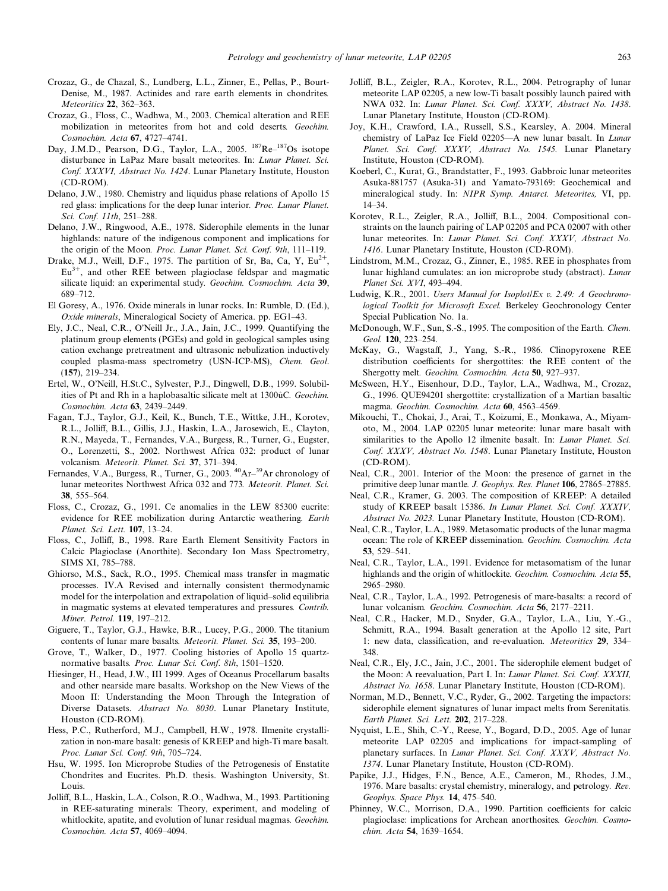Crozaz, G., de Chazal, S., Lundberg, L.L., Zinner, E., Pellas, P., Bourt-Denise, M., 1987. Actinides and rare earth elements in chondrites. *Meteoritics* **22**, 362–363.

Crozaz, G., Floss, C., Wadhwa, M., 2003. Chemical alteration and REE mobilization in meteorites from hot and cold deserts. *Geochim. Cosmochim. Acta* **67**, 4727–4741.

Day, J.M.D., Pearson, D.G., Taylor, L.A., 2005. $^{187}$Re–$^{187}$Os isotope disturbance in LaPaz Mare basalt meteorites. In: *Lunar Planet. Sci. Conf. XXXVI, Abstract No. 1424*. Lunar Planetary Institute, Houston (CD-ROM).

Delano, J.W., 1980. Chemistry and liquidus phase relations of Apollo 15 red glass: implications for the deep lunar interior. *Proc. Lunar Planet. Sci. Conf. 11th*, 251–288.

Delano, J.W., Ringwood, A.E., 1978. Siderophile elements in the lunar highlands: nature of the indigenous component and implications for the origin of the Moon. *Proc. Lunar Planet. Sci. Conf. 9th*, 111–119.

Drake, M.J., Weill, D.F., 1975. The partition of Sr, Ba, Ca, Y, $Eu^{2+}$, $Eu^{3+}$, and other REE between plagioclase feldspar and magmatic silicate liquid: an experimental study. *Geochim. Cosmochim. Acta* **39**, 689–712.

El Goresy, A., 1976. Oxide minerals in lunar rocks. In: Rumble, D. (Ed.), *Oxide minerals*, Mineralogical Society of America. pp. EG1–43.

Ely, J.C., Neal, C.R., O'Neill Jr., J.A., Jain, J.C., 1999. Quantifying the platinum group elements (PGEs) and gold in geological samples using cation exchange pretreatment and ultrasonic nebulization inductively coupled plasma-mass spectrometry (USN-ICP-MS), *Chem. Geol*. (**157**), 219–234.

Ertel, W., O'Neill, H.St.C., Sylvester, P.J., Dingwell, D.B., 1999. Solubilities of Pt and Rh in a haplobasaltic silicate melt at 1300ûC. *Geochim. Cosmochim. Acta* **63**, 2439–2449.

Fagan, T.J., Taylor, G.J., Keil, K., Bunch, T.E., Wittke, J.H., Korotev, R.L., Jolliff, B.L., Gillis, J.J., Haskin, L.A., Jarosewich, E., Clayton, R.N., Mayeda, T., Fernandes, V.A., Burgess, R., Turner, G., Eugster, O., Lorenzetti, S., 2002. Northwest Africa 032: product of lunar volcanism. *Meteorit. Planet. Sci.* **37**, 371–394.

Fernandes, V.A., Burgess, R., Turner, G., 2003. $^{40}$Ar–$^{39}$Ar chronology of lunar meteorites Northwest Africa 032 and 773. *Meteorit. Planet. Sci.* **38**, 555–564.

Floss, C., Crozaz, G., 1991. Ce anomalies in the LEW 85300 eucrite: evidence for REE mobilization during Antarctic weathering. *Earth Planet. Sci. Lett.* **107**, 13–24.

Floss, C., Jolliff, B., 1998. Rare Earth Element Sensitivity Factors in Calcic Plagioclase (Anorthite). Secondary Ion Mass Spectrometry, SIMS XI, 785–788.

Ghiorso, M.S., Sack, R.O., 1995. Chemical mass transfer in magmatic processes. IV.A Revised and internally consistent thermodynamic model for the interpolation and extrapolation of liquid–solid equilibria in magmatic systems at elevated temperatures and pressures. *Contrib. Miner. Petrol.* **119**, 197–212.

Giguere, T., Taylor, G.J., Hawke, B.R., Lucey, P.G., 2000. The titanium contents of lunar mare basalts. *Meteorit. Planet. Sci.* **35**, 193–200.

Grove, T., Walker, D., 1977. Cooling histories of Apollo 15 quartz-normative basalts. *Proc. Lunar Sci. Conf. 8th*, 1501–1520.

Hiesinger, H., Head, J.W., III 1999. Ages of Oceanus Procellarum basalts and other nearside mare basalts. Workshop on the New Views of the Moon II: Understanding the Moon Through the Integration of Diverse Datasets. *Abstract No. 8030*. Lunar Planetary Institute, Houston (CD-ROM).

Hess, P.C., Rutherford, M.J., Campbell, H.W., 1978. Ilmenite crystallization in non-mare basalt: genesis of KREEP and high-Ti mare basalt. *Proc. Lunar Sci. Conf. 9th*, 705–724.

Hsu, W. 1995. Ion Microprobe Studies of the Petrogenesis of Enstatite Chondrites and Eucrites. Ph.D. thesis. Washington University, St. Louis.

Jolliff, B.L., Haskin, L.A., Colson, R.O., Wadhwa, M., 1993. Partitioning in REE-saturating minerals: Theory, experiment, and modeling of whitlockite, apatite, and evolution of lunar residual magmas. *Geochim. Cosmochim. Acta* **57**, 4069–4094.

Jolliff, B.L., Zeigler, R.A., Korotev, R.L., 2004. Petrography of lunar meteorite LAP 02205, a new low-Ti basalt possibly launch paired with NWA 032. In: *Lunar Planet. Sci. Conf. XXXV, Abstract No. 1438*. Lunar Planetary Institute, Houston (CD-ROM).

Joy, K.H., Crawford, I.A., Russell, S.S., Kearsley, A. 2004. Mineral chemistry of LaPaz Ice Field 02205—A new lunar basalt. In *Lunar Planet. Sci. Conf. XXXV, Abstract No. 1545.* Lunar Planetary Institute, Houston (CD-ROM).

Koeberl, C., Kurat, G., Brandstatter, F., 1993. Gabbroic lunar meteorites Asuka-881757 (Asuka-31) and Yamato-793169: Geochemical and mineralogical study. In: *NIPR Symp. Antarct. Meteorites,* VI, pp. 14–34.

Korotev, R.L., Zeigler, R.A., Jolliff, B.L., 2004. Compositional constraints on the launch pairing of LAP 02205 and PCA 02007 with other lunar meteorites. In: *Lunar Planet. Sci. Conf. XXXV, Abstract No. 1416*. Lunar Planetary Institute, Houston (CD-ROM).

Lindstrom, M.M., Crozaz, G., Zinner, E., 1985. REE in phosphates from lunar highland cumulates: an ion microprobe study (abstract). *Lunar Planet Sci. XVI*, 493–494.

Ludwig, K.R., 2001. *Users Manual for Isoplot/Ex v. 2.49: A Geochronological Toolkit for Microsoft Excel.* Berkeley Geochronology Center Special Publication No. 1a.

McDonough, W.F., Sun, S.-S., 1995. The composition of the Earth. *Chem. Geol.* **120**, 223–254.

McKay, G., Wagstaff, J., Yang, S.-R., 1986. Clinopyroxene REE distribution coefficients for shergottites: the REE content of the Shergotty melt. *Geochim. Cosmochim. Acta* **50**, 927–937.

McSween, H.Y., Eisenhour, D.D., Taylor, L.A., Wadhwa, M., Crozaz, G., 1996. QUE94201 shergottite: crystallization of a Martian basaltic magma. *Geochim. Cosmochim. Acta* **60**, 4563–4569.

Mikouchi, T., Chokai, J., Arai, T., Koizumi, E., Monkawa, A., Miyamoto, M., 2004. LAP 02205 lunar meteorite: lunar mare basalt with similarities to the Apollo 12 ilmenite basalt. In: *Lunar Planet. Sci. Conf. XXXV, Abstract No. 1548*. Lunar Planetary Institute, Houston (CD-ROM).

Neal, C.R., 2001. Interior of the Moon: the presence of garnet in the primitive deep lunar mantle. *J. Geophys. Res. Planet* **106**, 27865–27885.

Neal, C.R., Kramer, G. 2003. The composition of KREEP: A detailed study of KREEP basalt 15386. *In Lunar Planet. Sci. Conf. XXXIV, Abstract No. 2023.* Lunar Planetary Institute, Houston (CD-ROM).

Neal, C.R., Taylor, L.A., 1989. Metasomatic products of the lunar magma ocean: The role of KREEP dissemination. *Geochim. Cosmochim. Acta* **53**, 529–541.

Neal, C.R., Taylor, L.A., 1991. Evidence for metasomatism of the lunar highlands and the origin of whitlockite. *Geochim. Cosmochim. Acta* **55**, 2965–2980.

Neal, C.R., Taylor, L.A., 1992. Petrogenesis of mare-basalts: a record of lunar volcanism. *Geochim. Cosmochim. Acta* **56**, 2177–2211.

Neal, C.R., Hacker, M.D., Snyder, G.A., Taylor, L.A., Liu, Y.-G., Schmitt, R.A., 1994. Basalt generation at the Apollo 12 site, Part 1: new data, classification, and re-evaluation. *Meteoritics* **29**, 334–348.

Neal, C.R., Ely, J.C., Jain, J.C., 2001. The siderophile element budget of the Moon: A reevaluation, Part I. In: *Lunar Planet. Sci. Conf. XXXII, Abstract No. 1658*. Lunar Planetary Institute, Houston (CD-ROM).

Norman, M.D., Bennett, V.C., Ryder, G., 2002. Targeting the impactors: siderophile element signatures of lunar impact melts from Serenitatis. *Earth Planet. Sci. Lett.* **202**, 217–228.

Nyquist, L.E., Shih, C.-Y., Reese, Y., Bogard, D.D., 2005. Age of lunar meteorite LAP 02205 and implications for impact-sampling of planetary surfaces. In *Lunar Planet. Sci. Conf. XXXV, Abstract No. 1374*. Lunar Planetary Institute, Houston (CD-ROM).

Papike, J.J., Hidges, F.N., Bence, A.E., Cameron, M., Rhodes, J.M., 1976. Mare basalts: crystal chemistry, mineralogy, and petrology. *Rev. Geophys. Space Phys.* **14**, 475–540.

Phinney, W.C., Morrison, D.A., 1990. Partition coefficients for calcic plagioclase: implications for Archean anorthosites. *Geochim. Cosmochim. Acta* **54**, 1639–1654.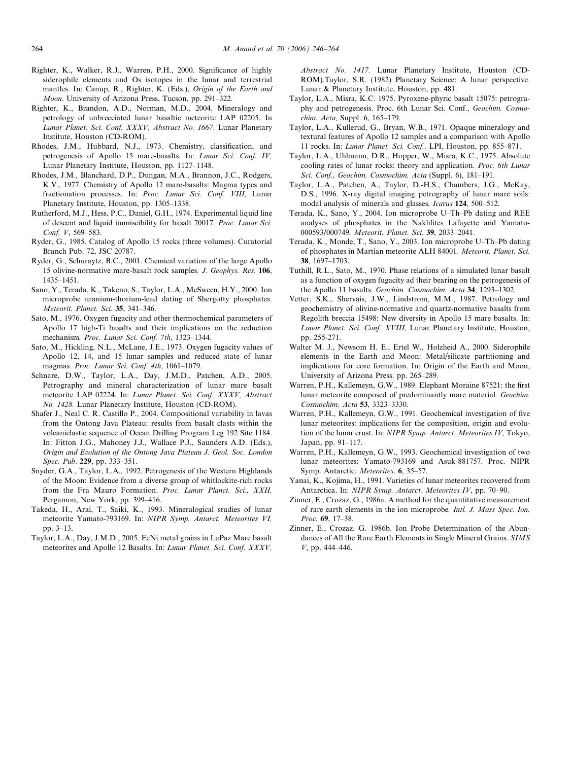Righter, K., Walker, R.J., Warren, P.H., 2000. Significance of highly siderophile elements and Os isotopes in the lunar and terrestrial mantles. In: Canup, R., Righter, K. (Eds.), *Origin of the Earth and Moon*. University of Arizona Press, Tucson, pp. 291–322.

Righter, K., Brandon, A.D., Norman, M.D., 2004. Mineralogy and petrology of unbrecciated lunar basaltic meteorite LAP 02205. In *Lunar Planet. Sci. Conf. XXXV, Abstract No. 1667*. Lunar Planetary Institute, Houston (CD-ROM).

Rhodes, J.M., Hubbard, N.J., 1973. Chemistry, classification, and petrogenesis of Apollo 15 mare-basalts. In: *Lunar Sci. Conf. IV,* Lunar Planetary Institute, Houston, pp. 1127–1148.

Rhodes, J.M., Blanchard, D.P., Dungan, M.A., Brannon, J.C., Rodgers, K.V., 1977. Chemistry of Apollo 12 mare-basalts: Magma types and fractionation processes. In: *Proc. Lunar Sci. Conf. VIII,* Lunar Planetary Institute, Houston, pp. 1305–1338.

Rutherford, M.J., Hess, P.C., Daniel, G.H., 1974. Experimental liquid line of descent and liquid immiscibility for basalt 70017. *Proc. Lunar Sci. Conf. V*, 569–583.

Ryder, G., 1985. Catalog of Apollo 15 rocks (three volumes). Curatorial Branch Pub. 72, JSC 20787.

Ryder, G., Schuraytz, B.C., 2001. Chemical variation of the large Apollo 15 olivine-normative mare-basalt rock samples. *J. Geophys. Res.* **106**, 1435–1451.

Sano, Y., Terada, K., Takeno, S., Taylor, L.A., McSween, H.Y., 2000. Ion microprobe uranium-thorium-lead dating of Shergotty phosphates. *Meteorit. Planet. Sci.* **35**, 341–346.

Sato, M., 1976. Oxygen fugacity and other thermochemical parameters of Apollo 17 high-Ti basalts and their implications on the reduction mechanism. *Proc. Lunar Sci. Conf. 7th*, 1323–1344.

Sato, M., Hickling, N.L., McLane, J.E., 1973. Oxygen fugacity values of Apollo 12, 14, and 15 lunar samples and reduced state of lunar magmas. *Proc. Lunar Sci. Conf. 4th*, 1061–1079.

Schnare, D.W., Taylor, L.A., Day, J.M.D., Patchen, A.D., 2005. Petrography and mineral characterization of lunar mare basalt meteorite LAP 02224. In: *Lunar Planet. Sci. Conf. XXXV, Abstract No. 1428.* Lunar Planetary Institute, Houston (CD-ROM).

Shafer J., Neal C. R. Castillo P., 2004. Compositional variability in lavas from the Ontong Java Plateau: results from basalt clasts within the volcaniclastic sequence of Ocean Drilling Program Leg 192 Site 1184. In: Fitton J.G., Mahoney J.J., Wallace P.J., Saunders A.D. (Eds.), *Origin and Evolution of the Ontong Java Plateau J. Geol. Soc. London Spec. Pub*. **229**, pp. 333–351.

Snyder, G.A., Taylor, L.A., 1992. Petrogenesis of the Western Highlands of the Moon: Evidence from a diverse group of whitlockite-rich rocks from the Fra Mauro Formation. *Proc. Lunar Planet. Sci., XXII,* Pergamon, New York, pp. 399–416.

Takeda, H., Arai, T., Saiki, K., 1993. Mineralogical studies of lunar meteorite Yamato-793169. In: *NIPR Symp. Antarct. Meteorites VI,* pp. 3–13.

Taylor, L.A., Day, J.M.D., 2005. FeNi metal grains in LaPaz Mare basalt meteorites and Apollo 12 Basalts. In: *Lunar Planet. Sci. Conf. XXXV, Abstract No. 1417.* Lunar Planetary Institute, Houston (CD-ROM).Taylor, S.R. (1982) Planetary Science: A lunar perspective. Lunar & Planetary Institute, Houston, pp. 481.

Taylor, L.A., Misra, K.C. 1975. Pyroxene-phyric basalt 15075: petrography and petrogenesis. Proc. 6th Lunar Sci. Conf., *Geochim. Cosmochim. Acta,* Suppl. 6, 165–179.

Taylor, L.A., Kullerud, G., Bryan, W.B., 1971. Opaque mineralogy and textural features of Apollo 12 samples and a comparison with Apollo 11 rocks. In: *Lunar Planet. Sci. Conf.,* LPI, Houston, pp. 855–871.

Taylor, L.A., Uhlmann, D.R., Hopper, W., Misra, K.C., 1975. Absolute cooling rates of lunar rocks: theory and application*. Proc. 6th Lunar Sci. Conf., Geochim. Cosmochim. Acta* (Suppl. 6), 181–191.

Taylor, L.A., Patchen, A., Taylor, D.-H.S., Chambers, J.G., McKay, D.S., 1996. X-ray digital imaging petrography of lunar mare soils: modal analysis of minerals and glasses*. Icarus* **124**, 500–512.

Terada, K., Sano, Y., 2004. Ion microprobe U–Th–Pb dating and REE analyses of phosphates in the Nakhlites Lafayette and Yamato-000593/000749. *Meteorit. Planet. Sci.* **39**, 2033–2041.

Terada, K., Monde, T., Sano, Y., 2003. Ion microprobe U–Th–Pb dating of phosphates in Martian meteorite ALH 84001*. Meteorit. Planet. Sci.* **38**, 1697–1703.

Tuthill, R.L., Sato, M., 1970. Phase relations of a simulated lunar basalt as a function of oxygen fugacity ad their bearing on the petrogenesis of the Apollo 11 basalts*. Geochim. Cosmochim. Acta* **34**, 1293–1302.

Vetter, S.K., Shervais, J.W., Lindstrom, M.M., 1987. Petrology and geochemistry of olivine-normative and quartz-normative basalts from Regolith breccia 15498: New diversity in Apollo 15 mare basalts. In: *Lunar Planet. Sci. Conf. XVIII,* Lunar Planetary Institute, Houston, pp. 255-271.

Walter M. J., Newsom H. E., Ertel W., Holzheid A., 2000. Siderophile elements in the Earth and Moon: Metal/silicate partitioning and implications for core formation. In: Origin of the Earth and Moon, University of Arizona Press. pp. 265–289.

Warren, P.H., Kallemeyn, G.W., 1989. Elephant Moraine 87521: the first lunar meteorite composed of predominantly mare material*. Geochim. Cosmochim. Acta* **53**, 3323–3330.

Warren, P.H., Kallemeyn, G.W., 1991. Geochemical investigation of five lunar meteorites: implications for the composition, origin and evolution of the lunar crust. In: *NIPR Symp. Antarct. Meteorites IV,* Tokyo, Japan, pp. 91–117.

Warren, P.H., Kallemeyn, G.W., 1993. Geochemical investigation of two lunar meteorites: Yamato-793169 and Asuk-881757. Proc. NIPR Symp. Antarctic. *Meteorites*. **6**, 35–57.

Yanai, K., Kojima, H., 1991. Varieties of lunar meteorites recovered from Antarctica. In: *NIPR Symp. Antarct. Meteorites IV*, pp. 70–90.

Zinner, E., Crozaz, G., 1986a. A method for the quantitative measurement of rare earth elements in the ion microprobe*. Intl. J. Mass Spec. Ion. Proc.* **69**, 17–38.

Zinner, E., Crozaz. G. 1986b. Ion Probe Determination of the Abundances of All the Rare Earth Elements in Single Mineral Grains. *SIMS V*, pp. 444–446.